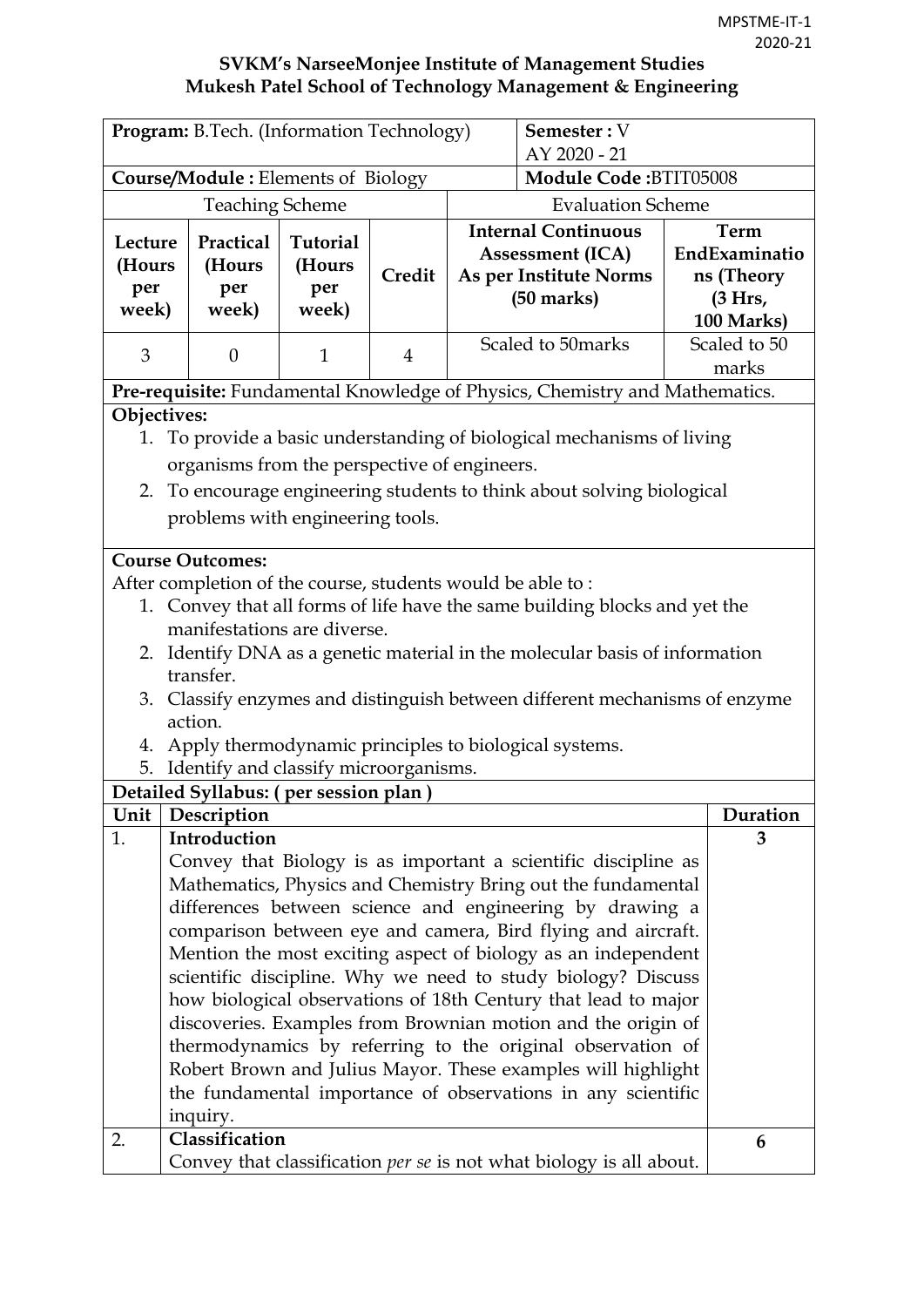MPSTME-IT-1
2020-21

**SVKM's NarseeMonjee Institute of Management Studies**
**Mukesh Patel School of Technology Management & Engineering**

| **Program:** B.Tech. (Information Technology) | | | | **Semester :** V AY 2020 - 21 | |
|---|---|---|---|---|---|
| **Course/Module :** Elements of Biology | | | | **Module Code :**BTIT05008 | |
| Teaching Scheme | | | | Evaluation Scheme | |
| **Lecture (Hours per week)** | **Practical (Hours per week)** | **Tutorial (Hours per week)** | **Credit** | **Internal Continuous Assessment (ICA) As per Institute Norms (50 marks)** | **Term EndExaminations (Theory (3 Hrs, 100 Marks)** |
| 3 | 0 | 1 | 4 | Scaled to 50marks | Scaled to 50 marks |

**Pre-requisite:** Fundamental Knowledge of Physics, Chemistry and Mathematics.

**Objectives:**

1. To provide a basic understanding of biological mechanisms of living organisms from the perspective of engineers.
2. To encourage engineering students to think about solving biological problems with engineering tools.

**Course Outcomes:**

After completion of the course, students would be able to :

1. Convey that all forms of life have the same building blocks and yet the manifestations are diverse.
2. Identify DNA as a genetic material in the molecular basis of information transfer.
3. Classify enzymes and distinguish between different mechanisms of enzyme action.
4. Apply thermodynamic principles to biological systems.
5. Identify and classify microorganisms.

**Detailed Syllabus: ( per session plan )**

| Unit | Description | Duration |
|---|---|---|
| 1. | **Introduction** Convey that Biology is as important a scientific discipline as Mathematics, Physics and Chemistry Bring out the fundamental differences between science and engineering by drawing a comparison between eye and camera, Bird flying and aircraft. Mention the most exciting aspect of biology as an independent scientific discipline. Why we need to study biology? Discuss how biological observations of 18th Century that lead to major discoveries. Examples from Brownian motion and the origin of thermodynamics by referring to the original observation of Robert Brown and Julius Mayor. These examples will highlight the fundamental importance of observations in any scientific inquiry. | 3 |
| 2. | **Classification** Convey that classification *per se* is not what biology is all about. | 6 |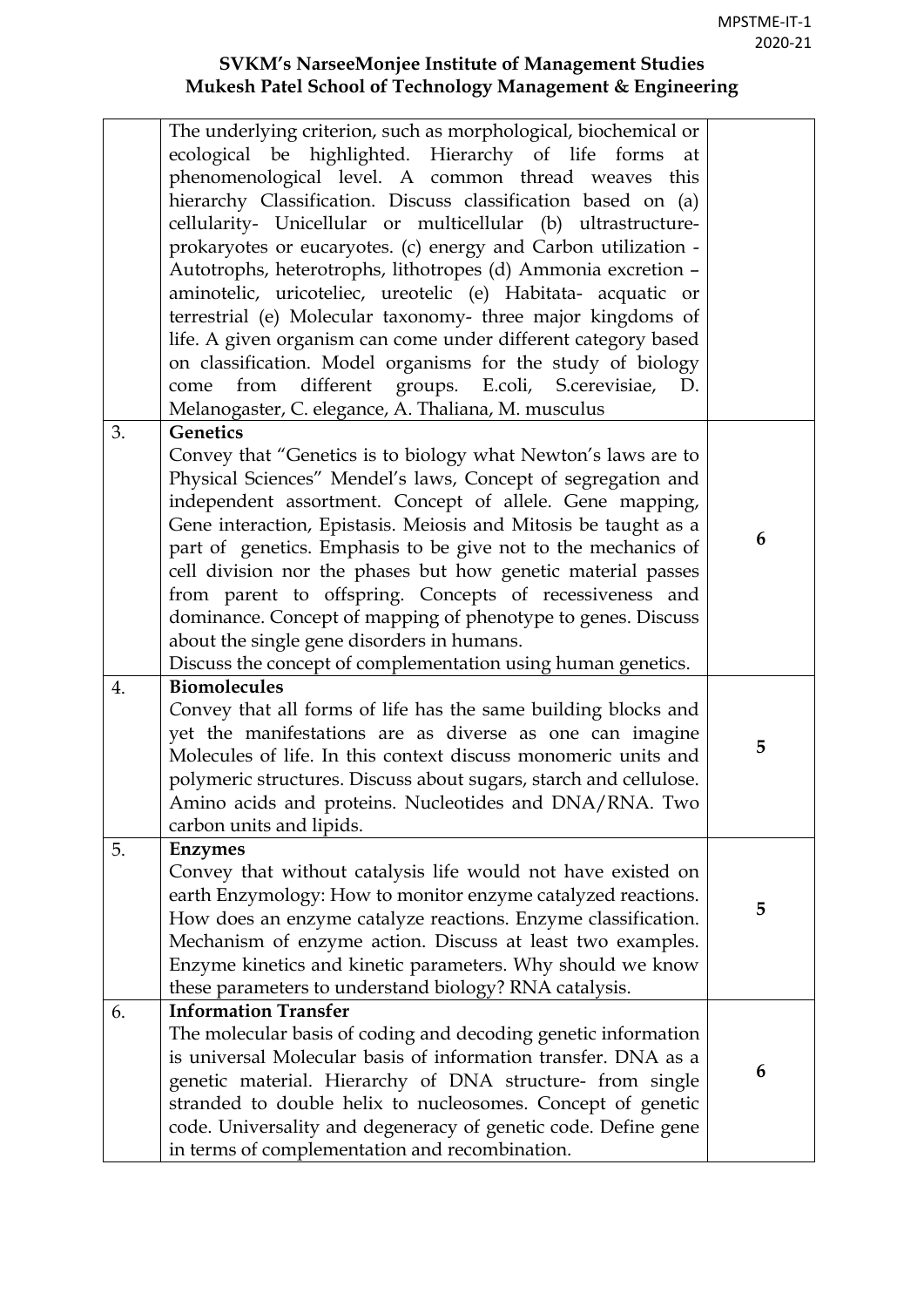| | | |
|---|---|---|
| | The underlying criterion, such as morphological, biochemical or ecological be highlighted. Hierarchy of life forms at phenomenological level. A common thread weaves this hierarchy Classification. Discuss classification based on (a) cellularity- Unicellular or multicellular (b) ultrastructure-prokaryotes or eucaryotes. (c) energy and Carbon utilization - Autotrophs, heterotrophs, lithotropes (d) Ammonia excretion – aminotelic, uricoteliec, ureotelic (e) Habitata- acquatic or terrestrial (e) Molecular taxonomy- three major kingdoms of life. A given organism can come under different category based on classification. Model organisms for the study of biology come from different groups. E.coli, S.cerevisiae, D. Melanogaster, C. elegance, A. Thaliana, M. musculus | |
| 3. | **Genetics**<br>Convey that "Genetics is to biology what Newton's laws are to Physical Sciences" Mendel's laws, Concept of segregation and independent assortment. Concept of allele. Gene mapping, Gene interaction, Epistasis. Meiosis and Mitosis be taught as a part of genetics. Emphasis to be give not to the mechanics of cell division nor the phases but how genetic material passes from parent to offspring. Concepts of recessiveness and dominance. Concept of mapping of phenotype to genes. Discuss about the single gene disorders in humans.<br>Discuss the concept of complementation using human genetics. | **6** |
| 4. | **Biomolecules**<br>Convey that all forms of life has the same building blocks and yet the manifestations are as diverse as one can imagine Molecules of life. In this context discuss monomeric units and polymeric structures. Discuss about sugars, starch and cellulose. Amino acids and proteins. Nucleotides and DNA/RNA. Two carbon units and lipids. | **5** |
| 5. | **Enzymes**<br>Convey that without catalysis life would not have existed on earth Enzymology: How to monitor enzyme catalyzed reactions. How does an enzyme catalyze reactions. Enzyme classification. Mechanism of enzyme action. Discuss at least two examples. Enzyme kinetics and kinetic parameters. Why should we know these parameters to understand biology? RNA catalysis. | **5** |
| 6. | **Information Transfer**<br>The molecular basis of coding and decoding genetic information is universal Molecular basis of information transfer. DNA as a genetic material. Hierarchy of DNA structure- from single stranded to double helix to nucleosomes. Concept of genetic code. Universality and degeneracy of genetic code. Define gene in terms of complementation and recombination. | **6** |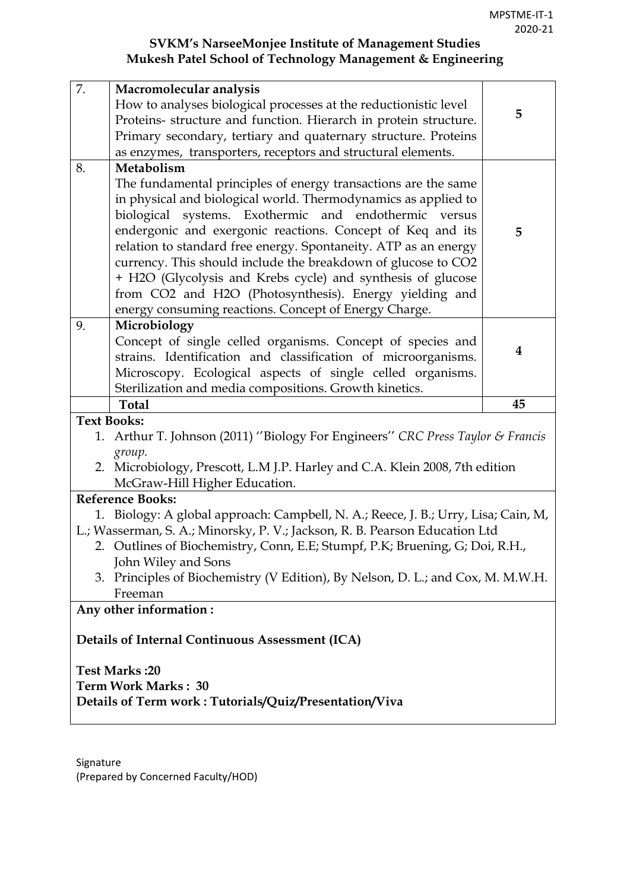**SVKM's NarseeMonjee Institute of Management Studies**
**Mukesh Patel School of Technology Management & Engineering**

| | | |
|---|---|---|
| 7. | **Macromolecular analysis** How to analyses biological processes at the reductionistic level Proteins- structure and function. Hierarch in protein structure. Primary secondary, tertiary and quaternary structure. Proteins as enzymes, transporters, receptors and structural elements. | 5 |
| 8. | **Metabolism** The fundamental principles of energy transactions are the same in physical and biological world. Thermodynamics as applied to biological systems. Exothermic and endothermic versus endergonic and exergonic reactions. Concept of Keq and its relation to standard free energy. Spontaneity. ATP as an energy currency. This should include the breakdown of glucose to $CO_2$ + $H_2O$ (Glycolysis and Krebs cycle) and synthesis of glucose from $CO_2$ and $H_2O$ (Photosynthesis). Energy yielding and energy consuming reactions. Concept of Energy Charge. | 5 |
| 9. | **Microbiology** Concept of single celled organisms. Concept of species and strains. Identification and classification of microorganisms. Microscopy. Ecological aspects of single celled organisms. Sterilization and media compositions. Growth kinetics. | 4 |
| | **Total** | **45** |

**Text Books:**

1. Arthur T. Johnson (2011) ''Biology For Engineers'' *CRC Press Taylor & Francis group.*
2. Microbiology, Prescott, L.M J.P. Harley and C.A. Klein 2008, 7th edition McGraw-Hill Higher Education.

**Reference Books:**

1. Biology: A global approach: Campbell, N. A.; Reece, J. B.; Urry, Lisa; Cain, M, L.; Wasserman, S. A.; Minorsky, P. V.; Jackson, R. B. Pearson Education Ltd
2. Outlines of Biochemistry, Conn, E.E; Stumpf, P.K; Bruening, G; Doi, R.H., John Wiley and Sons
3. Principles of Biochemistry (V Edition), By Nelson, D. L.; and Cox, M. M.W.H. Freeman

**Any other information :**

**Details of Internal Continuous Assessment (ICA)**

**Test Marks :20**
**Term Work Marks : 30**
**Details of Term work : Tutorials/Quiz/Presentation/Viva**

Signature
(Prepared by Concerned Faculty/HOD)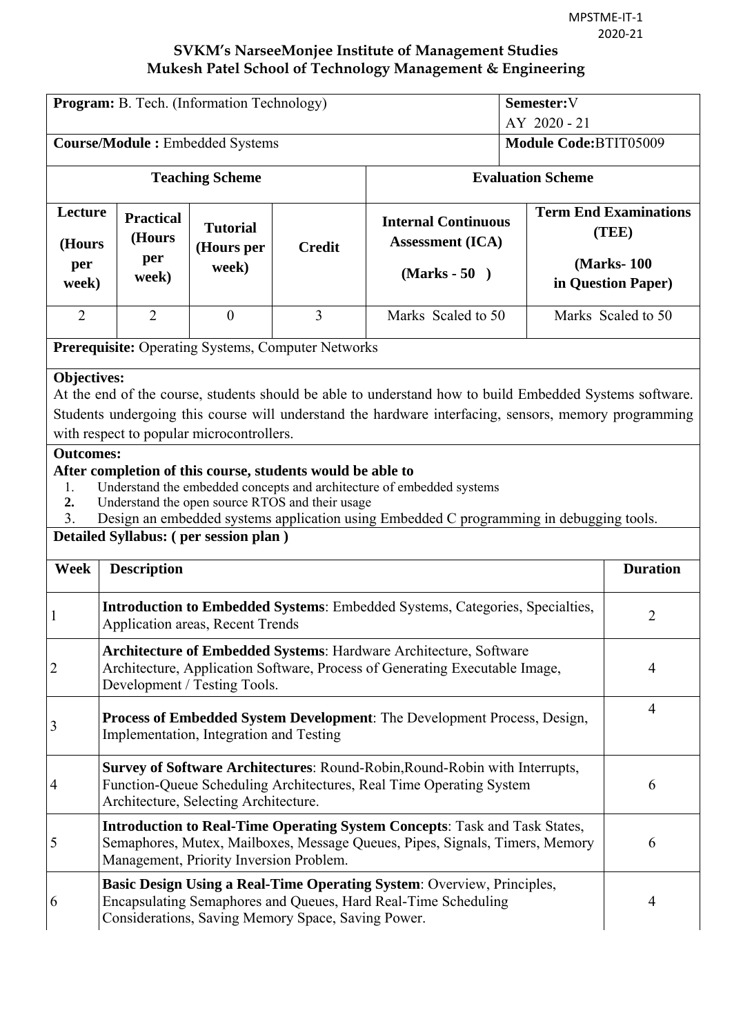MPSTME-IT-1
2020-21

**SVKM's NarseeMonjee Institute of Management Studies**
**Mukesh Patel School of Technology Management & Engineering**

| **Program:** B. Tech. (Information Technology) | | | | | **Semester:** V<br>AY 2020 - 21 | |
|---|---|---|---|---|---|---|
| **Course/Module :** Embedded Systems | | | | | **Module Code:** BTIT05009 | |
| **Teaching Scheme** | | | | **Evaluation Scheme** | | |
| **Lecture (Hours per week)** | **Practical (Hours per week)** | **Tutorial (Hours per week)** | **Credit** | **Internal Continuous Assessment (ICA) (Marks - 50 )** | **Term End Examinations (TEE) (Marks- 100 in Question Paper)** | |
| 2 | 2 | 0 | 3 | Marks Scaled to 50 | Marks Scaled to 50 | |

**Prerequisite:** Operating Systems, Computer Networks

**Objectives:**
At the end of the course, students should be able to understand how to build Embedded Systems software. Students undergoing this course will understand the hardware interfacing, sensors, memory programming with respect to popular microcontrollers.

**Outcomes:**
**After completion of this course, students would be able to**

1. Understand the embedded concepts and architecture of embedded systems
2. Understand the open source RTOS and their usage
3. Design an embedded systems application using Embedded C programming in debugging tools.

**Detailed Syllabus: ( per session plan )**

| Week | Description | Duration |
|---|---|---|
| 1 | **Introduction to Embedded Systems**: Embedded Systems, Categories, Specialties, Application areas, Recent Trends | 2 |
| 2 | **Architecture of Embedded Systems**: Hardware Architecture, Software Architecture, Application Software, Process of Generating Executable Image, Development / Testing Tools. | 4 |
| 3 | **Process of Embedded System Development**: The Development Process, Design, Implementation, Integration and Testing | 4 |
| 4 | **Survey of Software Architectures**: Round-Robin,Round-Robin with Interrupts, Function-Queue Scheduling Architectures, Real Time Operating System Architecture, Selecting Architecture. | 6 |
| 5 | **Introduction to Real-Time Operating System Concepts**: Task and Task States, Semaphores, Mutex, Mailboxes, Message Queues, Pipes, Signals, Timers, Memory Management, Priority Inversion Problem. | 6 |
| 6 | **Basic Design Using a Real-Time Operating System**: Overview, Principles, Encapsulating Semaphores and Queues, Hard Real-Time Scheduling Considerations, Saving Memory Space, Saving Power. | 4 |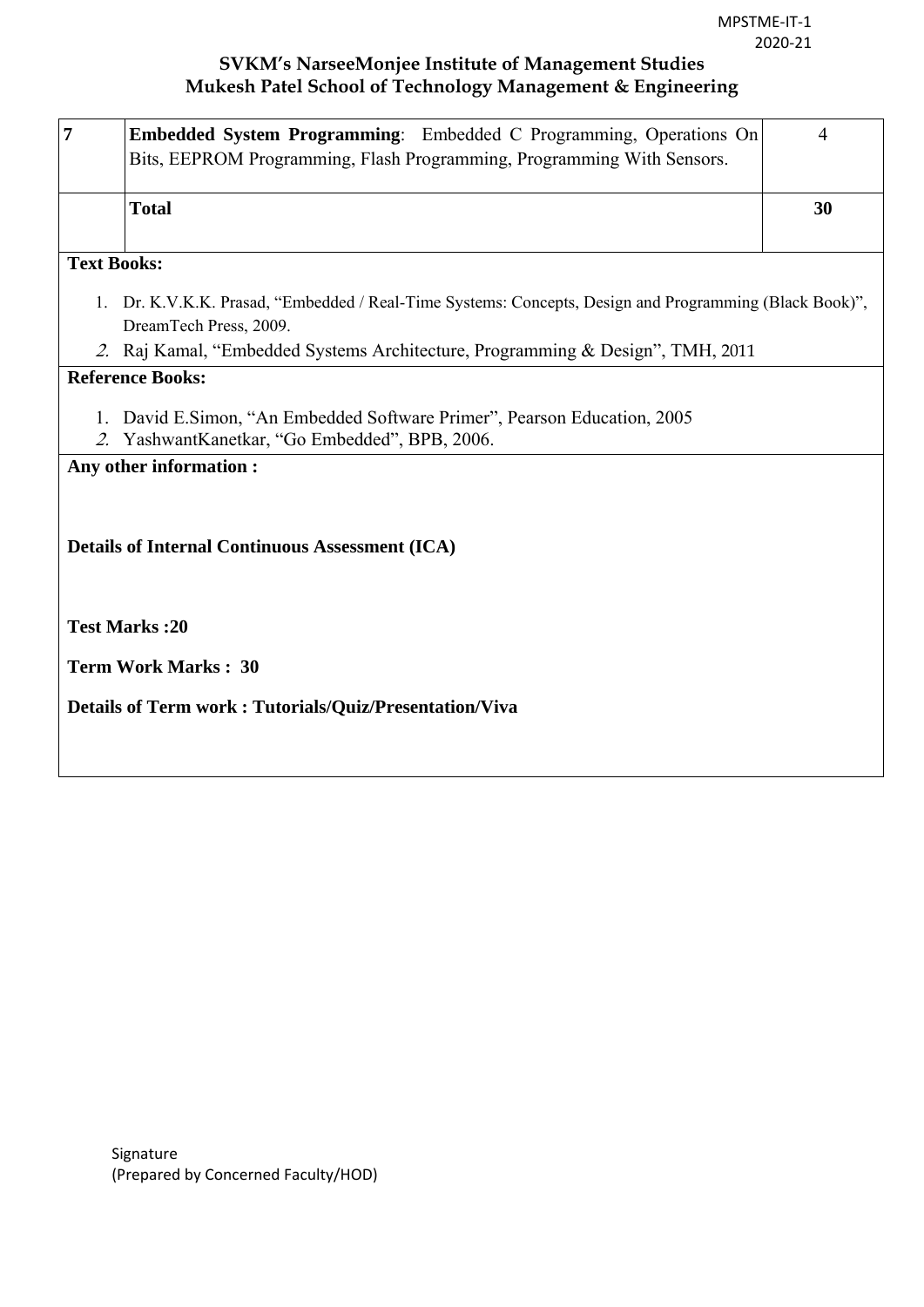# SVKM's NarseeMonjee Institute of Management Studies
## Mukesh Patel School of Technology Management & Engineering

| | | |
|---|---|---|
| 7 | **Embedded System Programming**: Embedded C Programming, Operations On Bits, EEPROM Programming, Flash Programming, Programming With Sensors. | 4 |
| | **Total** | **30** |

**Text Books:**

1. Dr. K.V.K.K. Prasad, "Embedded / Real-Time Systems: Concepts, Design and Programming (Black Book)", DreamTech Press, 2009.
2. Raj Kamal, "Embedded Systems Architecture, Programming & Design", TMH, 2011

**Reference Books:**

1. David E.Simon, "An Embedded Software Primer", Pearson Education, 2005
2. YashwantKanetkar, "Go Embedded", BPB, 2006.

**Any other information :**

**Details of Internal Continuous Assessment (ICA)**

**Test Marks :20**

**Term Work Marks : 30**

**Details of Term work : Tutorials/Quiz/Presentation/Viva**

Signature
(Prepared by Concerned Faculty/HOD)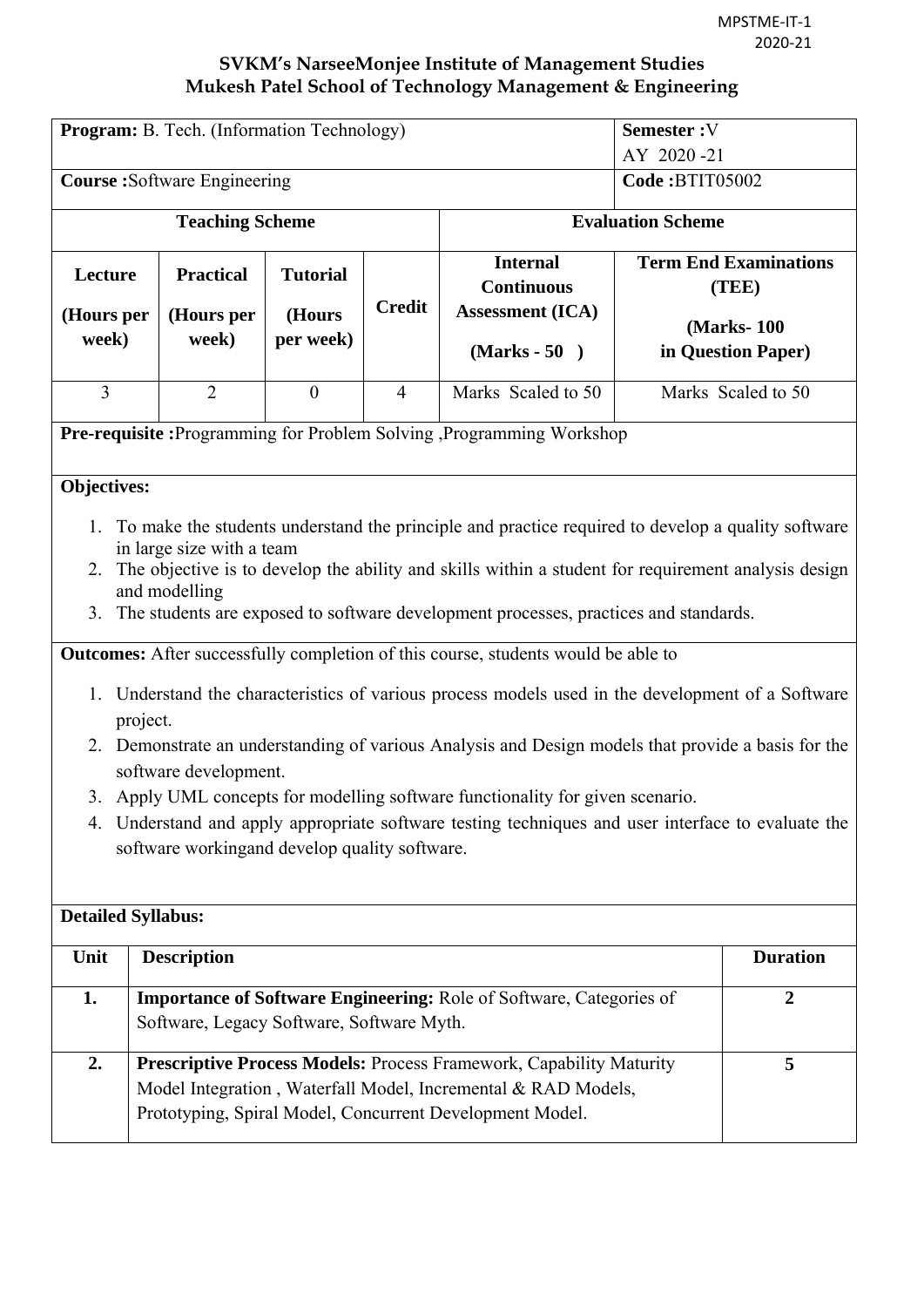# SVKM's NarseeMonjee Institute of Management Studies
## Mukesh Patel School of Technology Management & Engineering

| **Program:** B. Tech. (Information Technology) | | | | | **Semester :**V<br>AY 2020 -21 |
|---|---|---|---|---|---|
| **Course :**Software Engineering | | | | | **Code :**BTIT05002 |
| **Teaching Scheme** | | | | **Evaluation Scheme** | |
| **Lecture (Hours per week)** | **Practical (Hours per week)** | **Tutorial (Hours per week)** | **Credit** | **Internal Continuous Assessment (ICA) (Marks - 50 )** | **Term End Examinations (TEE) (Marks- 100 in Question Paper)** |
| 3 | 2 | 0 | 4 | Marks Scaled to 50 | Marks Scaled to 50 |

**Pre-requisite :**Programming for Problem Solving ,Programming Workshop

**Objectives:**

1. To make the students understand the principle and practice required to develop a quality software in large size with a team
2. The objective is to develop the ability and skills within a student for requirement analysis design and modelling
3. The students are exposed to software development processes, practices and standards.

**Outcomes:** After successfully completion of this course, students would be able to

1. Understand the characteristics of various process models used in the development of a Software project.
2. Demonstrate an understanding of various Analysis and Design models that provide a basis for the software development.
3. Apply UML concepts for modelling software functionality for given scenario.
4. Understand and apply appropriate software testing techniques and user interface to evaluate the software workingand develop quality software.

**Detailed Syllabus:**

| Unit | Description | Duration |
|---|---|---|
| **1.** | **Importance of Software Engineering:** Role of Software, Categories of Software, Legacy Software, Software Myth. | **2** |
| **2.** | **Prescriptive Process Models:** Process Framework, Capability Maturity Model Integration , Waterfall Model, Incremental & RAD Models, Prototyping, Spiral Model, Concurrent Development Model. | **5** |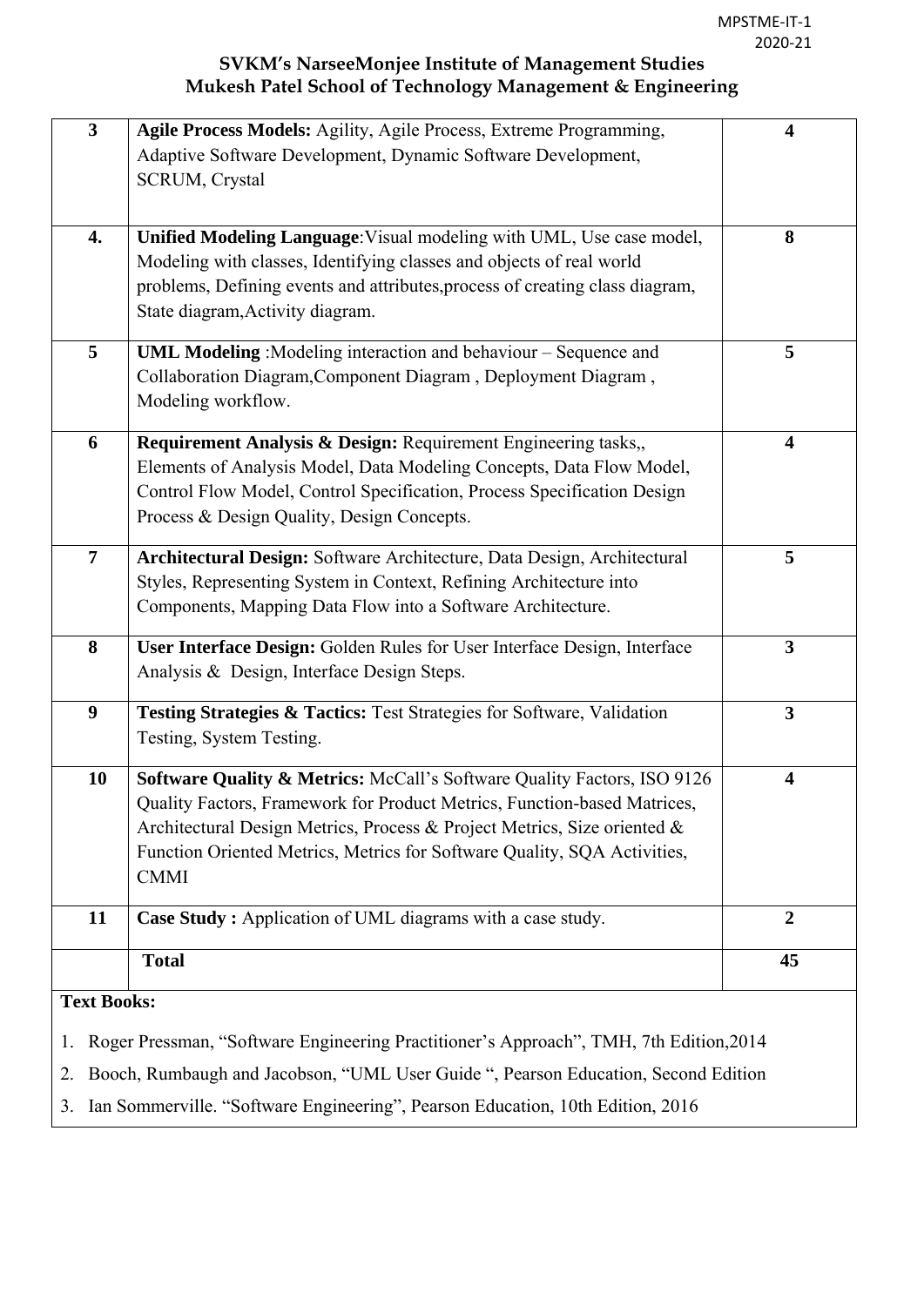**SVKM's NarseeMonjee Institute of Management Studies**
**Mukesh Patel School of Technology Management & Engineering**

| | | |
|---|---|---|
| **3** | **Agile Process Models:** Agility, Agile Process, Extreme Programming, Adaptive Software Development, Dynamic Software Development, SCRUM, Crystal | **4** |
| **4.** | **Unified Modeling Language**:Visual modeling with UML, Use case model, Modeling with classes, Identifying classes and objects of real world problems, Defining events and attributes,process of creating class diagram, State diagram,Activity diagram. | **8** |
| **5** | **UML Modeling** :Modeling interaction and behaviour – Sequence and Collaboration Diagram,Component Diagram , Deployment Diagram , Modeling workflow. | **5** |
| **6** | **Requirement Analysis & Design:** Requirement Engineering tasks,, Elements of Analysis Model, Data Modeling Concepts, Data Flow Model, Control Flow Model, Control Specification, Process Specification Design Process & Design Quality, Design Concepts. | **4** |
| **7** | **Architectural Design:** Software Architecture, Data Design, Architectural Styles, Representing System in Context, Refining Architecture into Components, Mapping Data Flow into a Software Architecture. | **5** |
| **8** | **User Interface Design:** Golden Rules for User Interface Design, Interface Analysis & Design, Interface Design Steps. | **3** |
| **9** | **Testing Strategies & Tactics:** Test Strategies for Software, Validation Testing, System Testing. | **3** |
| **10** | **Software Quality & Metrics:** McCall's Software Quality Factors, ISO 9126 Quality Factors, Framework for Product Metrics, Function-based Matrices, Architectural Design Metrics, Process & Project Metrics, Size oriented & Function Oriented Metrics, Metrics for Software Quality, SQA Activities, CMMI | **4** |
| **11** | **Case Study :** Application of UML diagrams with a case study. | **2** |
| | **Total** | **45** |

**Text Books:**

1. Roger Pressman, "Software Engineering Practitioner's Approach", TMH, 7th Edition,2014
2. Booch, Rumbaugh and Jacobson, "UML User Guide ", Pearson Education, Second Edition
3. Ian Sommerville. "Software Engineering", Pearson Education, 10th Edition, 2016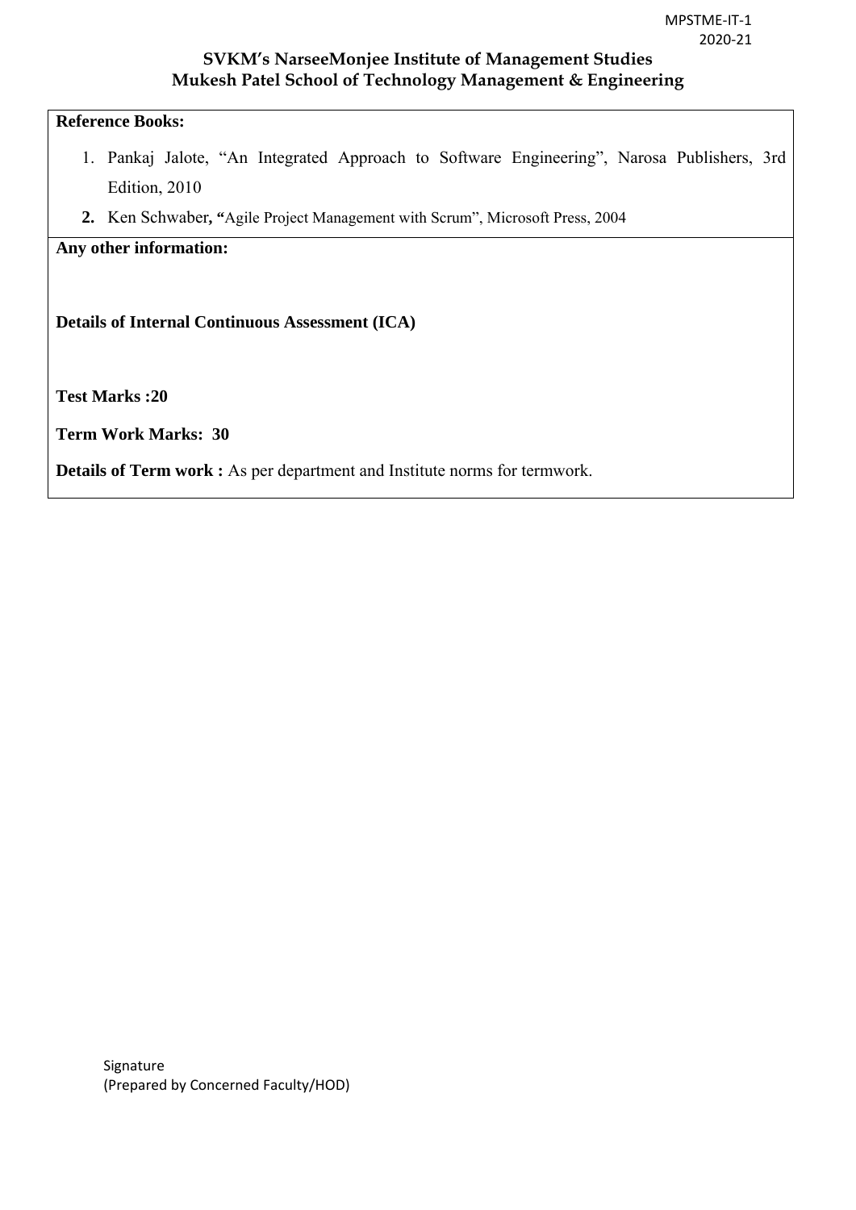**Reference Books:**

1. Pankaj Jalote, "An Integrated Approach to Software Engineering", Narosa Publishers, 3rd Edition, 2010
2. Ken Schwaber, "Agile Project Management with Scrum", Microsoft Press, 2004

**Any other information:**

**Details of Internal Continuous Assessment (ICA)**

**Test Marks :20**

**Term Work Marks: 30**

**Details of Term work :** As per department and Institute norms for termwork.

Signature
(Prepared by Concerned Faculty/HOD)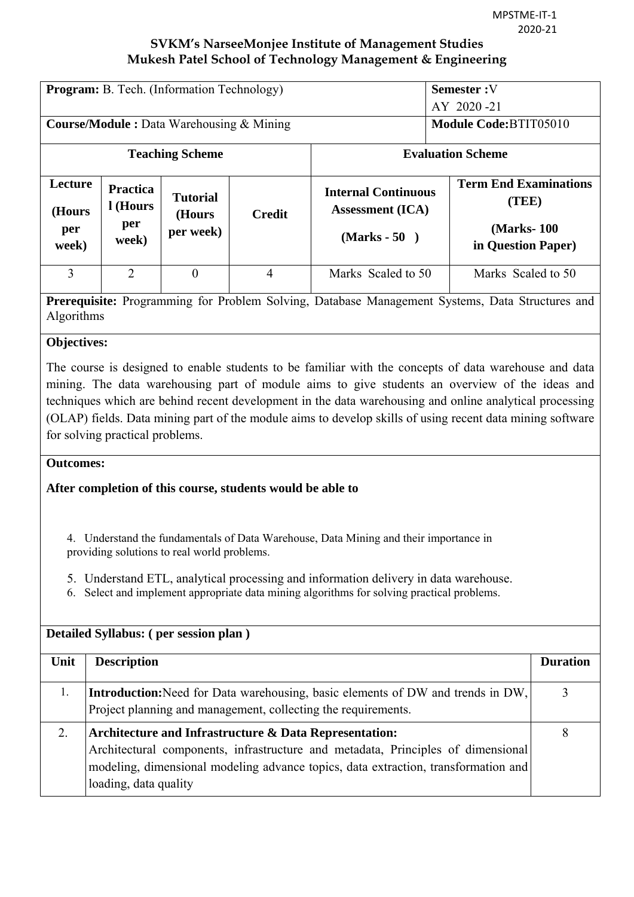MPSTME-IT-1
2020-21

## SVKM's NarseeMonjee Institute of Management Studies
## Mukesh Patel School of Technology Management & Engineering

| **Program:** B. Tech. (Information Technology) | | | | | **Semester :**V AY 2020 -21 |
|---|---|---|---|---|---|
| **Course/Module :** Data Warehousing & Mining | | | | | **Module Code:**BTIT05010 |
| **Teaching Scheme** | | | | **Evaluation Scheme** | |
| **Lecture (Hours per week)** | **Practical (Hours per week)** | **Tutorial (Hours per week)** | **Credit** | **Internal Continuous Assessment (ICA) (Marks - 50 )** | **Term End Examinations (TEE) (Marks- 100 in Question Paper)** |
| 3 | 2 | 0 | 4 | Marks Scaled to 50 | Marks Scaled to 50 |

**Prerequisite:** Programming for Problem Solving, Database Management Systems, Data Structures and Algorithms

**Objectives:**

The course is designed to enable students to be familiar with the concepts of data warehouse and data mining. The data warehousing part of module aims to give students an overview of the ideas and techniques which are behind recent development in the data warehousing and online analytical processing (OLAP) fields. Data mining part of the module aims to develop skills of using recent data mining software for solving practical problems.

**Outcomes:**

**After completion of this course, students would be able to**

4. Understand the fundamentals of Data Warehouse, Data Mining and their importance in providing solutions to real world problems.
5. Understand ETL, analytical processing and information delivery in data warehouse.
6. Select and implement appropriate data mining algorithms for solving practical problems.

**Detailed Syllabus: ( per session plan )**

| Unit | Description | Duration |
|---|---|---|
| 1. | **Introduction:**Need for Data warehousing, basic elements of DW and trends in DW, Project planning and management, collecting the requirements. | 3 |
| 2. | **Architecture and Infrastructure & Data Representation:** Architectural components, infrastructure and metadata, Principles of dimensional modeling, dimensional modeling advance topics, data extraction, transformation and loading, data quality | 8 |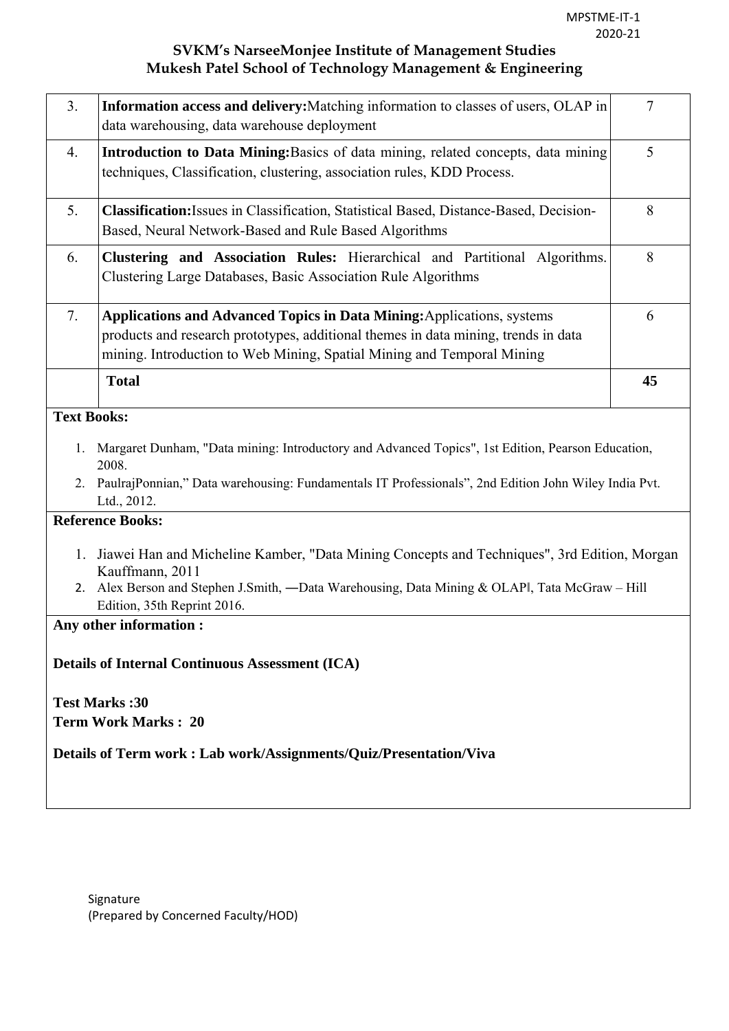| 3. | **Information access and delivery:** Matching information to classes of users, OLAP in data warehousing, data warehouse deployment | 7 |
|---|---|---|
| 4. | **Introduction to Data Mining:** Basics of data mining, related concepts, data mining techniques, Classification, clustering, association rules, KDD Process. | 5 |
| 5. | **Classification:** Issues in Classification, Statistical Based, Distance-Based, Decision-Based, Neural Network-Based and Rule Based Algorithms | 8 |
| 6. | **Clustering and Association Rules:** Hierarchical and Partitional Algorithms. Clustering Large Databases, Basic Association Rule Algorithms | 8 |
| 7. | **Applications and Advanced Topics in Data Mining:** Applications, systems products and research prototypes, additional themes in data mining, trends in data mining. Introduction to Web Mining, Spatial Mining and Temporal Mining | 6 |
| | **Total** | **45** |

**Text Books:**

1. Margaret Dunham, "Data mining: Introductory and Advanced Topics", 1st Edition, Pearson Education, 2008.
2. PaulrajPonnian," Data warehousing: Fundamentals IT Professionals", 2nd Edition John Wiley India Pvt. Ltd., 2012.

**Reference Books:**

1. Jiawei Han and Micheline Kamber, "Data Mining Concepts and Techniques", 3rd Edition, Morgan Kauffmann, 2011
2. Alex Berson and Stephen J.Smith, ―Data Warehousing, Data Mining & OLAP‖, Tata McGraw – Hill Edition, 35th Reprint 2016.

**Any other information :**

**Details of Internal Continuous Assessment (ICA)**

**Test Marks :30**
**Term Work Marks : 20**

**Details of Term work : Lab work/Assignments/Quiz/Presentation/Viva**

Signature
(Prepared by Concerned Faculty/HOD)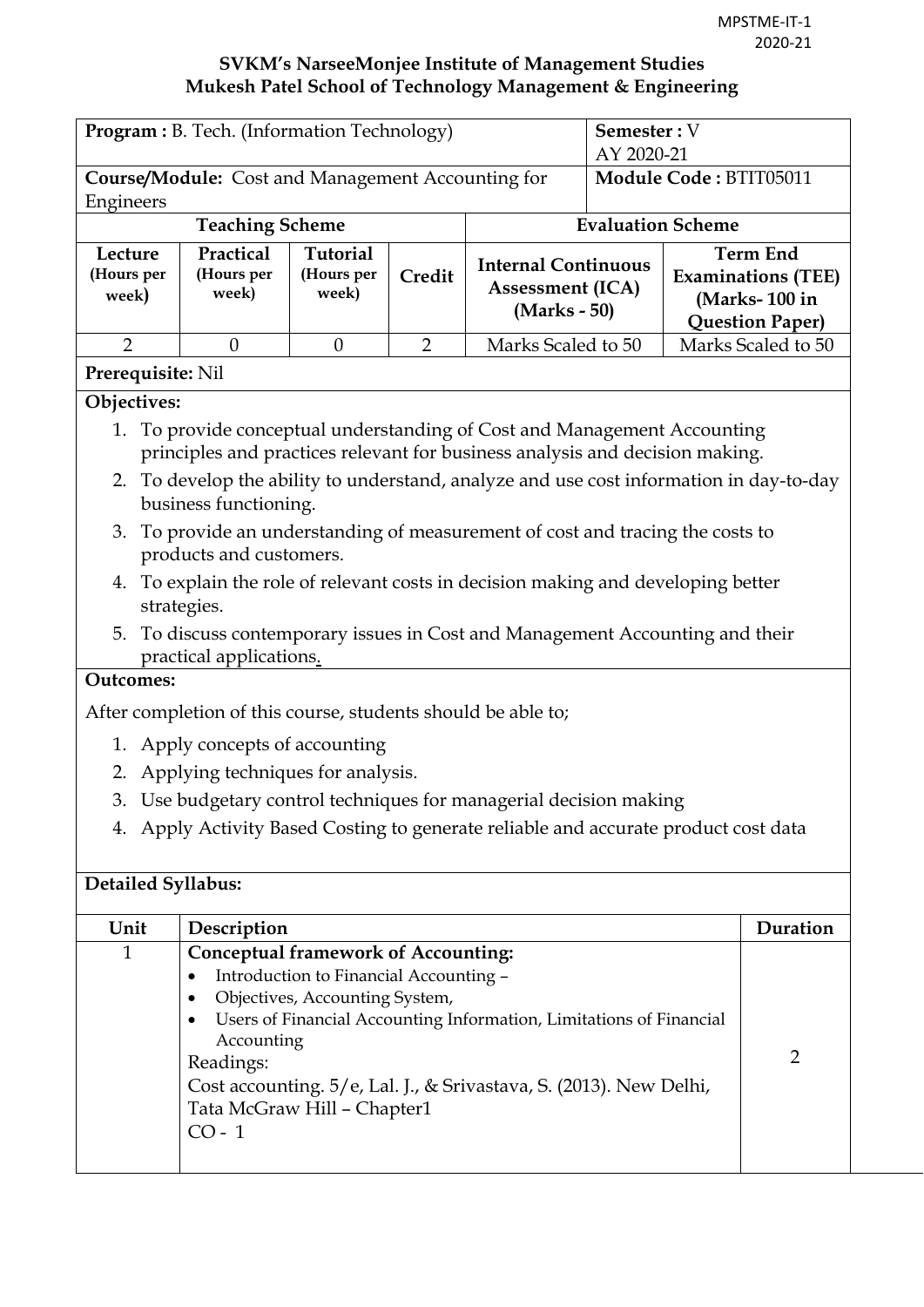**SVKM's NarseeMonjee Institute of Management Studies**
**Mukesh Patel School of Technology Management & Engineering**

| **Program :** B. Tech. (Information Technology) | | | | **Semester :** V AY 2020-21 | |
|---|---|---|---|---|---|
| **Course/Module:** Cost and Management Accounting for Engineers | | | | **Module Code :** BTIT05011 | |
| **Teaching Scheme** | | | | **Evaluation Scheme** | |
| **Lecture (Hours per week)** | **Practical (Hours per week)** | **Tutorial (Hours per week)** | **Credit** | **Internal Continuous Assessment (ICA) (Marks - 50)** | **Term End Examinations (TEE) (Marks- 100 in Question Paper)** |
| 2 | 0 | 0 | 2 | Marks Scaled to 50 | Marks Scaled to 50 |

**Prerequisite:** Nil

**Objectives:**

1. To provide conceptual understanding of Cost and Management Accounting principles and practices relevant for business analysis and decision making.
2. To develop the ability to understand, analyze and use cost information in day-to-day business functioning.
3. To provide an understanding of measurement of cost and tracing the costs to products and customers.
4. To explain the role of relevant costs in decision making and developing better strategies.
5. To discuss contemporary issues in Cost and Management Accounting and their practical applications.

**Outcomes:**

After completion of this course, students should be able to;

1. Apply concepts of accounting
2. Applying techniques for analysis.
3. Use budgetary control techniques for managerial decision making
4. Apply Activity Based Costing to generate reliable and accurate product cost data

**Detailed Syllabus:**

| Unit | Description | Duration |
|---|---|---|
| 1 | **Conceptual framework of Accounting:**<br>• Introduction to Financial Accounting –<br>• Objectives, Accounting System,<br>• Users of Financial Accounting Information, Limitations of Financial Accounting<br>Readings:<br>Cost accounting. 5/e, Lal. J., & Srivastava, S. (2013). New Delhi, Tata McGraw Hill – Chapter1<br>CO - 1 | 2 |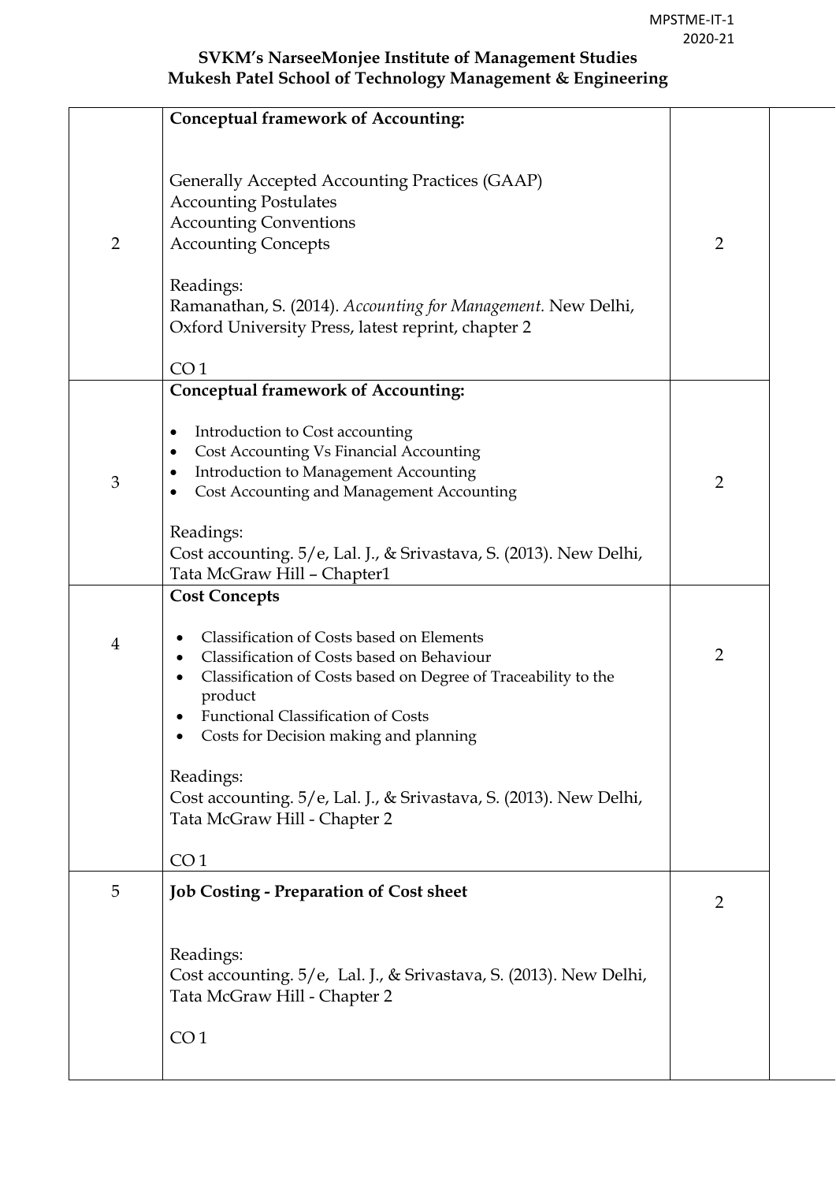| | | | |
|---|---|---|---|
| 2 | **Conceptual framework of Accounting:**<br><br>Generally Accepted Accounting Practices (GAAP)<br>Accounting Postulates<br>Accounting Conventions<br>Accounting Concepts<br><br>Readings:<br>Ramanathan, S. (2014). *Accounting for Management.* New Delhi, Oxford University Press, latest reprint, chapter 2<br><br>CO 1 | 2 | |
| 3 | **Conceptual framework of Accounting:**<br><br>• Introduction to Cost accounting<br>• Cost Accounting Vs Financial Accounting<br>• Introduction to Management Accounting<br>• Cost Accounting and Management Accounting<br><br>Readings:<br>Cost accounting. 5/e, Lal. J., & Srivastava, S. (2013). New Delhi, Tata McGraw Hill – Chapter1 | 2 | |
| 4 | **Cost Concepts**<br><br>• Classification of Costs based on Elements<br>• Classification of Costs based on Behaviour<br>• Classification of Costs based on Degree of Traceability to the product<br>• Functional Classification of Costs<br>• Costs for Decision making and planning<br><br>Readings:<br>Cost accounting. 5/e, Lal. J., & Srivastava, S. (2013). New Delhi, Tata McGraw Hill - Chapter 2<br><br>CO 1 | 2 | |
| 5 | **Job Costing - Preparation of Cost sheet**<br><br>Readings:<br>Cost accounting. 5/e, Lal. J., & Srivastava, S. (2013). New Delhi, Tata McGraw Hill - Chapter 2<br><br>CO 1 | 2 | |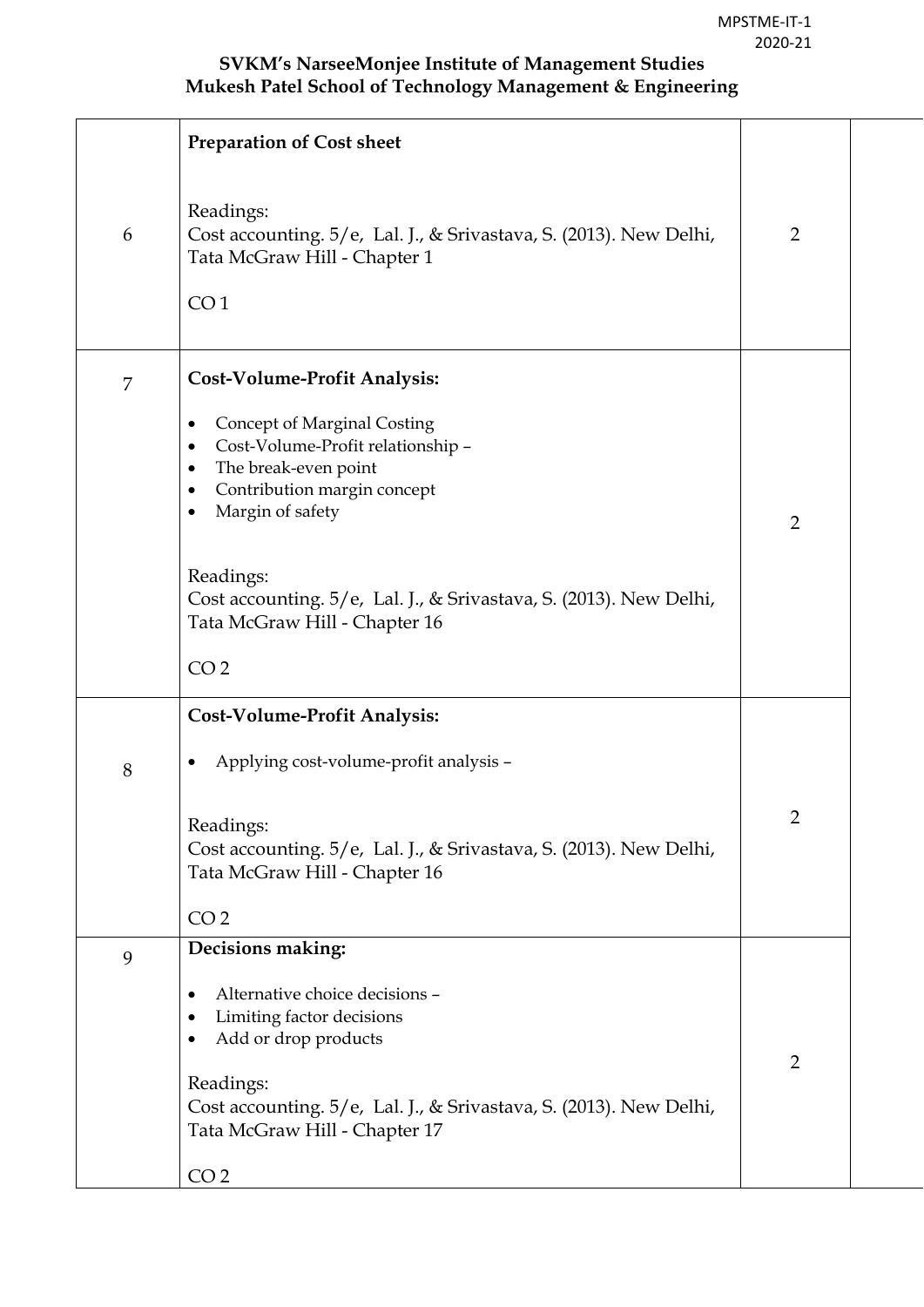| | | | |
|---|---|---|---|
| 6 | **Preparation of Cost sheet**<br><br>Readings:<br>Cost accounting. 5/e, Lal. J., & Srivastava, S. (2013). New Delhi, Tata McGraw Hill - Chapter 1<br><br>CO 1 | 2 | |
| 7 | **Cost-Volume-Profit Analysis:**<br><br>• Concept of Marginal Costing<br>• Cost-Volume-Profit relationship –<br>• The break-even point<br>• Contribution margin concept<br>• Margin of safety<br><br>Readings:<br>Cost accounting. 5/e, Lal. J., & Srivastava, S. (2013). New Delhi, Tata McGraw Hill - Chapter 16<br><br>CO 2 | 2 | |
| 8 | **Cost-Volume-Profit Analysis:**<br><br>• Applying cost-volume-profit analysis –<br><br>Readings:<br>Cost accounting. 5/e, Lal. J., & Srivastava, S. (2013). New Delhi, Tata McGraw Hill - Chapter 16<br><br>CO 2 | 2 | |
| 9 | **Decisions making:**<br><br>• Alternative choice decisions –<br>• Limiting factor decisions<br>• Add or drop products<br><br>Readings:<br>Cost accounting. 5/e, Lal. J., & Srivastava, S. (2013). New Delhi, Tata McGraw Hill - Chapter 17<br><br>CO 2 | 2 | |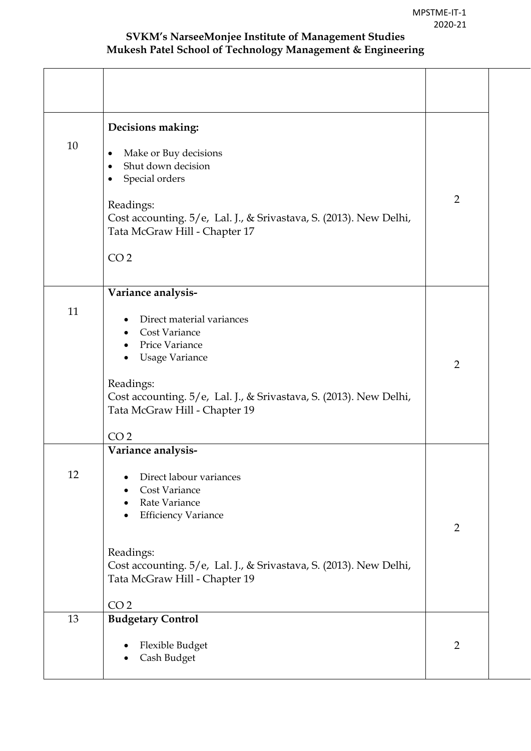| | | | |
|---|---|---|---|
| | | | |
| 10 | **Decisions making:**<br><br>• Make or Buy decisions<br>• Shut down decision<br>• Special orders<br><br>Readings:<br>Cost accounting. 5/e, Lal. J., & Srivastava, S. (2013). New Delhi, Tata McGraw Hill - Chapter 17<br><br>CO 2 | 2 | |
| 11 | **Variance analysis-**<br><br>• Direct material variances<br>• Cost Variance<br>• Price Variance<br>• Usage Variance<br><br>Readings:<br>Cost accounting. 5/e, Lal. J., & Srivastava, S. (2013). New Delhi, Tata McGraw Hill - Chapter 19<br><br>CO 2 | 2 | |
| 12 | **Variance analysis-**<br><br>• Direct labour variances<br>• Cost Variance<br>• Rate Variance<br>• Efficiency Variance<br><br>Readings:<br>Cost accounting. 5/e, Lal. J., & Srivastava, S. (2013). New Delhi, Tata McGraw Hill - Chapter 19<br><br>CO 2 | 2 | |
| 13 | **Budgetary Control**<br><br>• Flexible Budget<br>• Cash Budget | 2 | |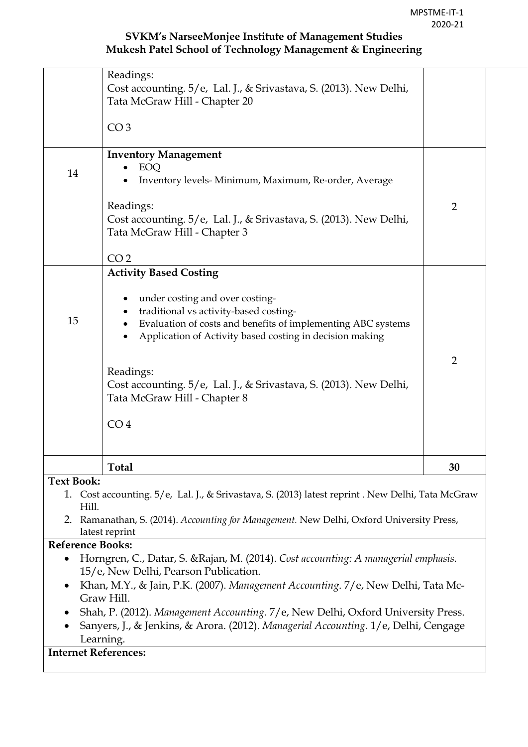| | | |
|---|---|---|
| | Readings:<br>Cost accounting. 5/e, Lal. J., & Srivastava, S. (2013). New Delhi, Tata McGraw Hill - Chapter 20<br><br>CO 3 | |
| 14 | **Inventory Management**<br>• EOQ<br>• Inventory levels- Minimum, Maximum, Re-order, Average<br><br>Readings:<br>Cost accounting. 5/e, Lal. J., & Srivastava, S. (2013). New Delhi, Tata McGraw Hill - Chapter 3<br><br>CO 2 | 2 |
| 15 | **Activity Based Costing**<br><br>• under costing and over costing-<br>• traditional vs activity-based costing-<br>• Evaluation of costs and benefits of implementing ABC systems<br>• Application of Activity based costing in decision making<br><br>Readings:<br>Cost accounting. 5/e, Lal. J., & Srivastava, S. (2013). New Delhi, Tata McGraw Hill - Chapter 8<br><br>CO 4 | 2 |
| | **Total** | **30** |

**Text Book:**

1. Cost accounting. 5/e, Lal. J., & Srivastava, S. (2013) latest reprint . New Delhi, Tata McGraw Hill.
2. Ramanathan, S. (2014). *Accounting for Management.* New Delhi, Oxford University Press, latest reprint

**Reference Books:**

- Horngren, C., Datar, S. &Rajan, M. (2014). *Cost accounting: A managerial emphasis.* 15/e, New Delhi, Pearson Publication.
- Khan, M.Y., & Jain, P.K. (2007). *Management Accounting*. 7/e, New Delhi, Tata Mc-Graw Hill.
- Shah, P. (2012). *Management Accounting.* 7/e, New Delhi, Oxford University Press.
- Sanyers, J., & Jenkins, & Arora. (2012). *Managerial Accounting.* 1/e, Delhi, Cengage Learning.

**Internet References:**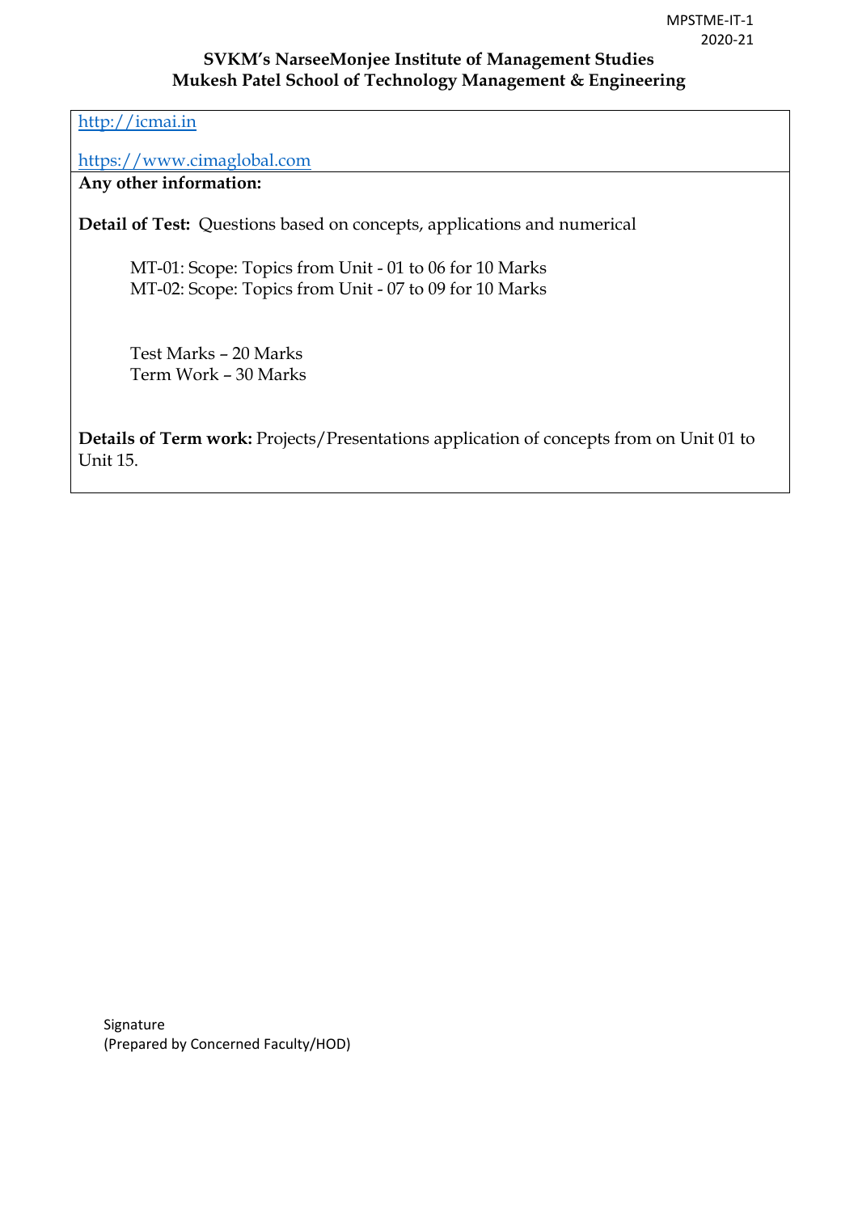http://icmai.in

https://www.cimaglobal.com

**Any other information:**

**Detail of Test:** Questions based on concepts, applications and numerical

MT-01: Scope: Topics from Unit - 01 to 06 for 10 Marks
MT-02: Scope: Topics from Unit - 07 to 09 for 10 Marks

Test Marks – 20 Marks
Term Work – 30 Marks

**Details of Term work:** Projects/Presentations application of concepts from on Unit 01 to Unit 15.

Signature
(Prepared by Concerned Faculty/HOD)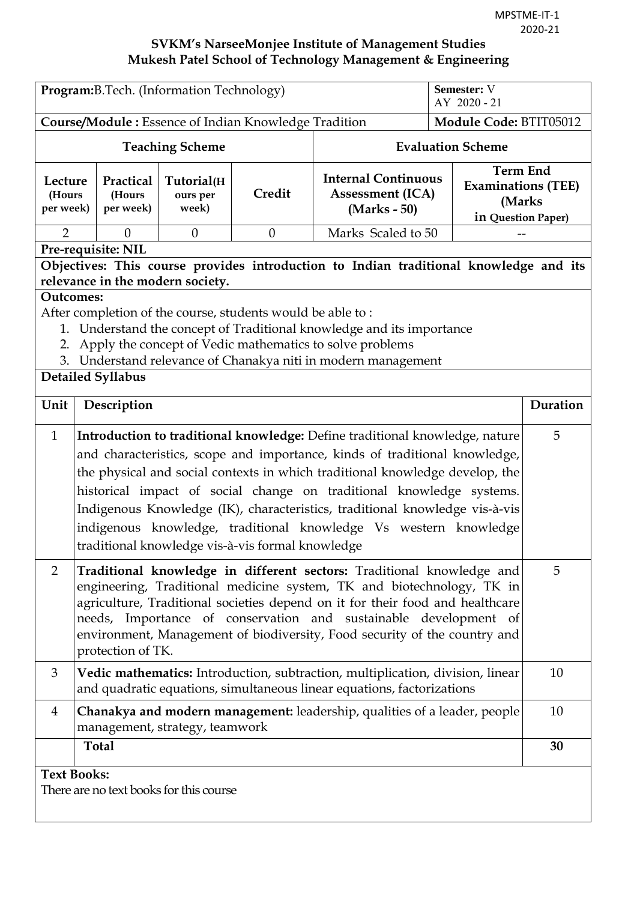MPSTME-IT-1
2020-21

**SVKM's NarseeMonjee Institute of Management Studies**
**Mukesh Patel School of Technology Management & Engineering**

| **Program:**B.Tech. (Information Technology) | | | | | **Semester:** V AY 2020 - 21 |
|---|---|---|---|---|---|
| **Course/Module :** Essence of Indian Knowledge Tradition | | | | | **Module Code:** BTIT05012 |
| **Teaching Scheme** | | | | **Evaluation Scheme** | |
| **Lecture (Hours per week)** | **Practical (Hours per week)** | **Tutorial(Hours per week)** | **Credit** | **Internal Continuous Assessment (ICA) (Marks - 50)** | **Term End Examinations (TEE) (Marks in Question Paper)** |
| 2 | 0 | 0 | 0 | Marks Scaled to 50 | -- |

**Pre-requisite: NIL**

**Objectives: This course provides introduction to Indian traditional knowledge and its relevance in the modern society.**

**Outcomes:**

After completion of the course, students would be able to :

1. Understand the concept of Traditional knowledge and its importance
2. Apply the concept of Vedic mathematics to solve problems
3. Understand relevance of Chanakya niti in modern management

**Detailed Syllabus**

| Unit | Description | Duration |
|---|---|---|
| 1 | **Introduction to traditional knowledge:** Define traditional knowledge, nature and characteristics, scope and importance, kinds of traditional knowledge, the physical and social contexts in which traditional knowledge develop, the historical impact of social change on traditional knowledge systems. Indigenous Knowledge (IK), characteristics, traditional knowledge vis-à-vis indigenous knowledge, traditional knowledge Vs western knowledge traditional knowledge vis-à-vis formal knowledge | 5 |
| 2 | **Traditional knowledge in different sectors:** Traditional knowledge and engineering, Traditional medicine system, TK and biotechnology, TK in agriculture, Traditional societies depend on it for their food and healthcare needs, Importance of conservation and sustainable development of environment, Management of biodiversity, Food security of the country and protection of TK. | 5 |
| 3 | **Vedic mathematics:** Introduction, subtraction, multiplication, division, linear and quadratic equations, simultaneous linear equations, factorizations | 10 |
| 4 | **Chanakya and modern management:** leadership, qualities of a leader, people management, strategy, teamwork | 10 |
| | **Total** | **30** |

**Text Books:**

There are no text books for this course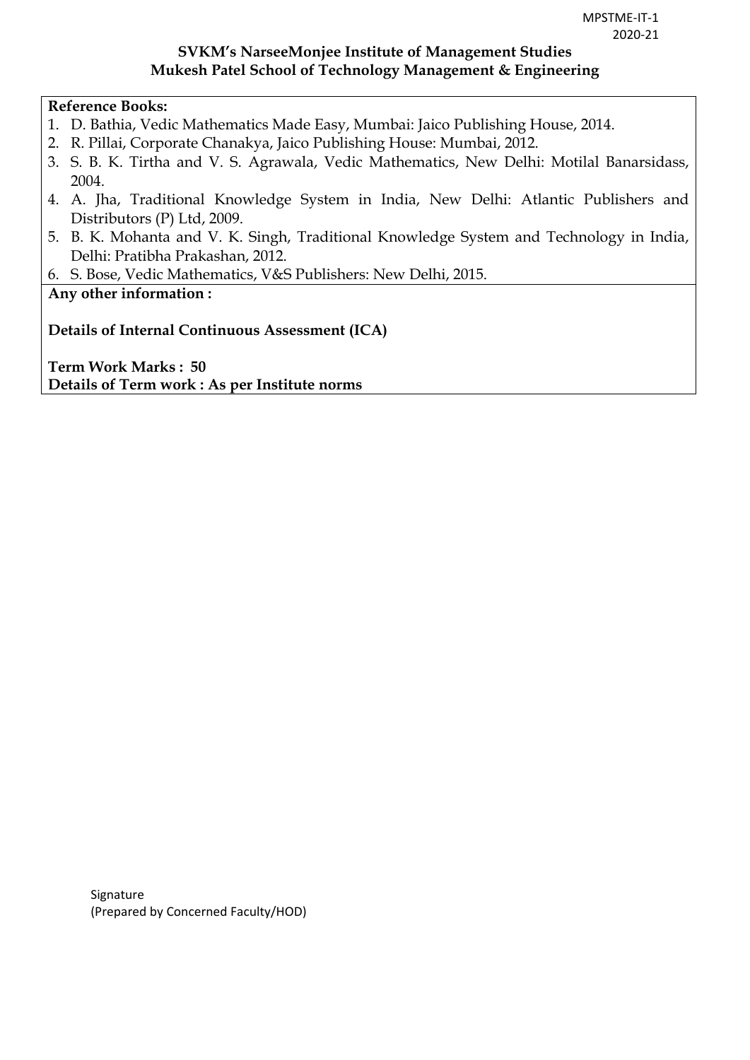**Reference Books:**

1. D. Bathia, Vedic Mathematics Made Easy, Mumbai: Jaico Publishing House, 2014.
2. R. Pillai, Corporate Chanakya, Jaico Publishing House: Mumbai, 2012.
3. S. B. K. Tirtha and V. S. Agrawala, Vedic Mathematics, New Delhi: Motilal Banarsidass, 2004.
4. A. Jha, Traditional Knowledge System in India, New Delhi: Atlantic Publishers and Distributors (P) Ltd, 2009.
5. B. K. Mohanta and V. K. Singh, Traditional Knowledge System and Technology in India, Delhi: Pratibha Prakashan, 2012.
6. S. Bose, Vedic Mathematics, V&S Publishers: New Delhi, 2015.

**Any other information :**

**Details of Internal Continuous Assessment (ICA)**

**Term Work Marks : 50**
**Details of Term work : As per Institute norms**

Signature
(Prepared by Concerned Faculty/HOD)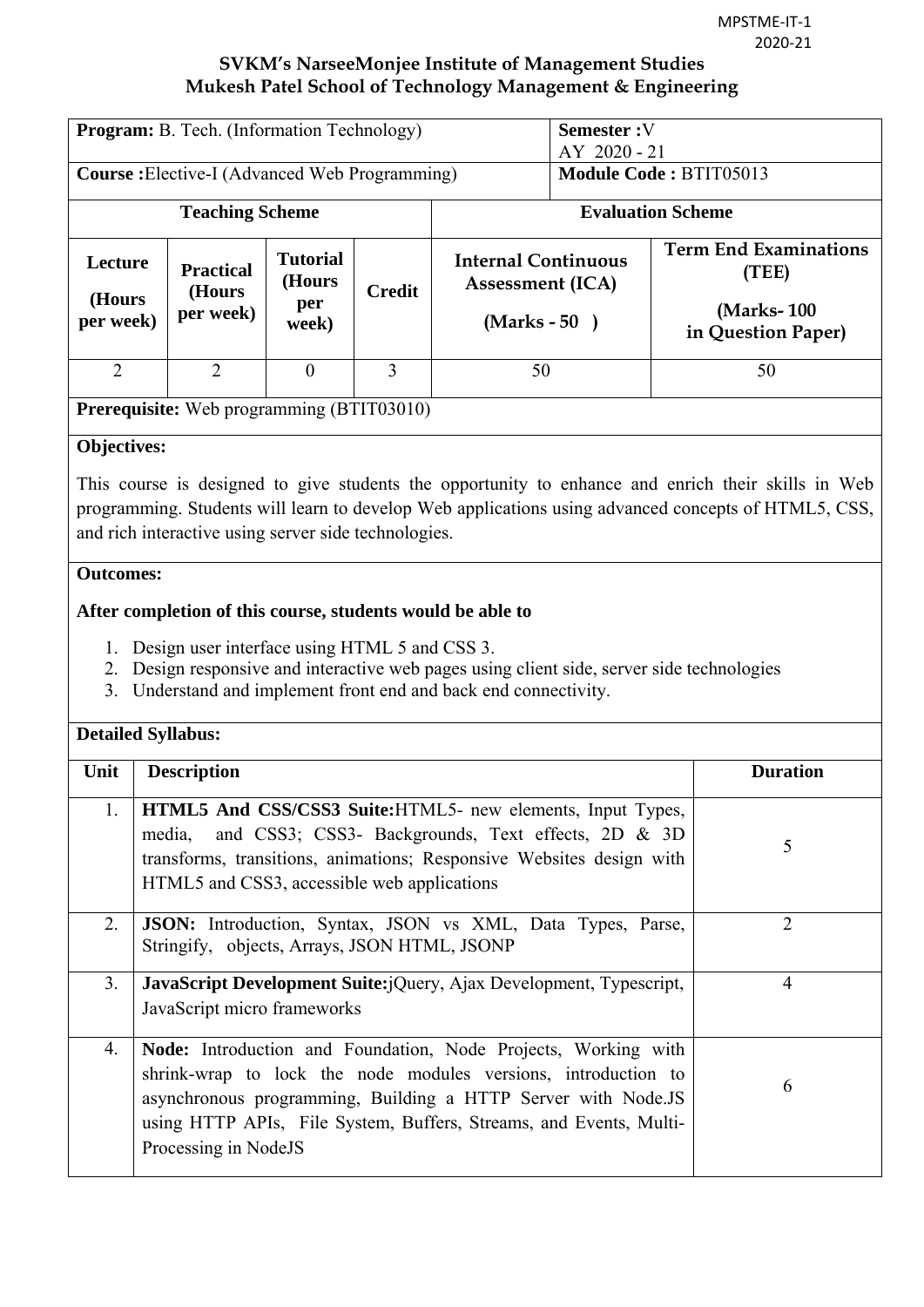## SVKM's NarseeMonjee Institute of Management Studies
## Mukesh Patel School of Technology Management & Engineering

| **Program:** B. Tech. (Information Technology) | | | | | **Semester :**V AY 2020 - 21 |
|---|---|---|---|---|---|
| **Course :**Elective-I (Advanced Web Programming) | | | | | **Module Code :** BTIT05013 |
| **Teaching Scheme** | | | | **Evaluation Scheme** | |
| **Lecture (Hours per week)** | **Practical (Hours per week)** | **Tutorial (Hours per week)** | **Credit** | **Internal Continuous Assessment (ICA) (Marks - 50 )** | **Term End Examinations (TEE) (Marks- 100 in Question Paper)** |
| 2 | 2 | 0 | 3 | 50 | 50 |

**Prerequisite:** Web programming (BTIT03010)

**Objectives:**

This course is designed to give students the opportunity to enhance and enrich their skills in Web programming. Students will learn to develop Web applications using advanced concepts of HTML5, CSS, and rich interactive using server side technologies.

**Outcomes:**

**After completion of this course, students would be able to**

1. Design user interface using HTML 5 and CSS 3.
2. Design responsive and interactive web pages using client side, server side technologies
3. Understand and implement front end and back end connectivity.

**Detailed Syllabus:**

| Unit | Description | Duration |
|---|---|---|
| 1. | **HTML5 And CSS/CSS3 Suite:**HTML5- new elements, Input Types, media, and CSS3; CSS3- Backgrounds, Text effects, 2D & 3D transforms, transitions, animations; Responsive Websites design with HTML5 and CSS3, accessible web applications | 5 |
| 2. | **JSON:** Introduction, Syntax, JSON vs XML, Data Types, Parse, Stringify, objects, Arrays, JSON HTML, JSONP | 2 |
| 3. | **JavaScript Development Suite:**jQuery, Ajax Development, Typescript, JavaScript micro frameworks | 4 |
| 4. | **Node:** Introduction and Foundation, Node Projects, Working with shrink-wrap to lock the node modules versions, introduction to asynchronous programming, Building a HTTP Server with Node.JS using HTTP APIs, File System, Buffers, Streams, and Events, Multi-Processing in NodeJS | 6 |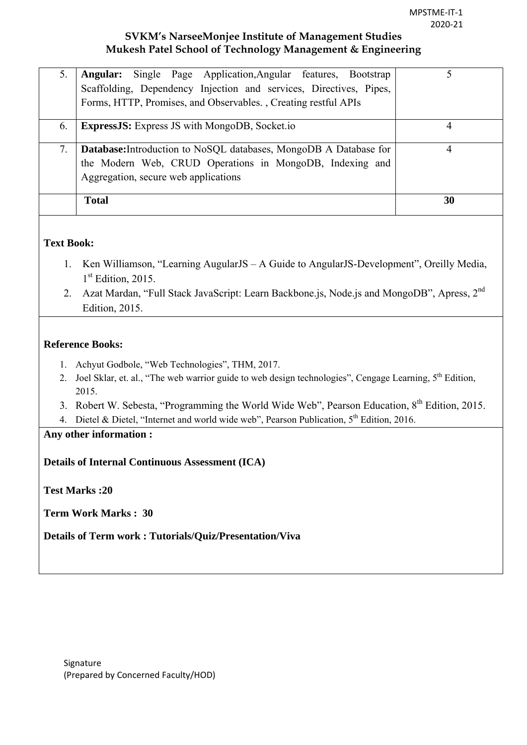| | | |
|---|---|---|
| 5. | **Angular:** Single Page Application,Angular features, Bootstrap Scaffolding, Dependency Injection and services, Directives, Pipes, Forms, HTTP, Promises, and Observables. , Creating restful APIs | 5 |
| 6. | **ExpressJS:** Express JS with MongoDB, Socket.io | 4 |
| 7. | **Database:**Introduction to NoSQL databases, MongoDB A Database for the Modern Web, CRUD Operations in MongoDB, Indexing and Aggregation, secure web applications | 4 |
| | **Total** | **30** |

**Text Book:**

1. Ken Williamson, "Learning AugularJS – A Guide to AngularJS-Development", Oreilly Media, 1st Edition, 2015.
2. Azat Mardan, "Full Stack JavaScript: Learn Backbone.js, Node.js and MongoDB", Apress, 2nd Edition, 2015.

**Reference Books:**

1. Achyut Godbole, "Web Technologies", THM, 2017.
2. Joel Sklar, et. al., "The web warrior guide to web design technologies", Cengage Learning, 5th Edition, 2015.
3. Robert W. Sebesta, "Programming the World Wide Web", Pearson Education, 8th Edition, 2015.
4. Dietel & Dietel, "Internet and world wide web", Pearson Publication, 5th Edition, 2016.

**Any other information :**

**Details of Internal Continuous Assessment (ICA)**

**Test Marks :20**

**Term Work Marks : 30**

**Details of Term work : Tutorials/Quiz/Presentation/Viva**

Signature
(Prepared by Concerned Faculty/HOD)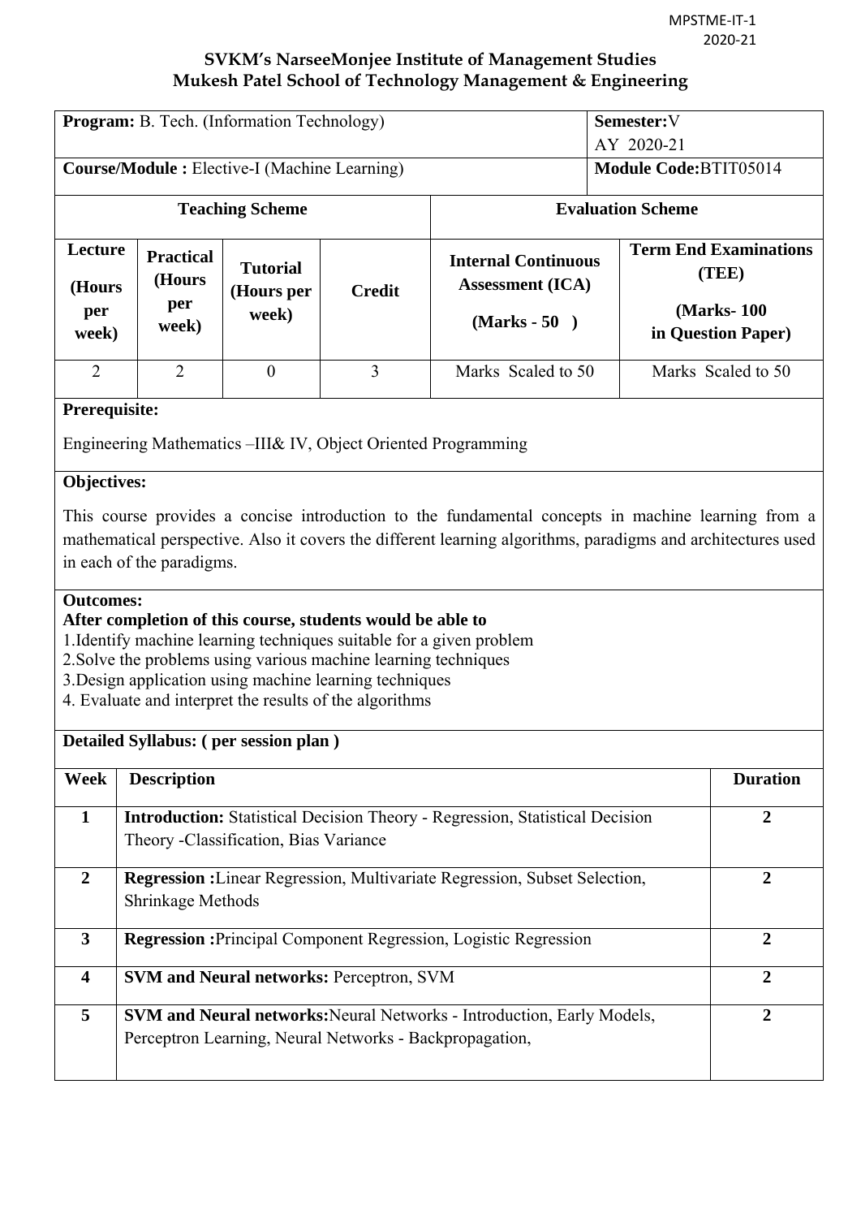MPSTME-IT-1
2020-21

## SVKM's NarseeMonjee Institute of Management Studies
## Mukesh Patel School of Technology Management & Engineering

| **Program:** B. Tech. (Information Technology) | **Semester:**V AY 2020-21 |
|---|---|
| **Course/Module :** Elective-I (Machine Learning) | **Module Code:**BTIT05014 |

| **Teaching Scheme** | | | | **Evaluation Scheme** | |
|---|---|---|---|---|---|
| **Lecture (Hours per week)** | **Practical (Hours per week)** | **Tutorial (Hours per week)** | **Credit** | **Internal Continuous Assessment (ICA) (Marks - 50 )** | **Term End Examinations (TEE) (Marks- 100 in Question Paper)** |
| 2 | 2 | 0 | 3 | Marks Scaled to 50 | Marks Scaled to 50 |

**Prerequisite:**

Engineering Mathematics –III& IV, Object Oriented Programming

**Objectives:**

This course provides a concise introduction to the fundamental concepts in machine learning from a mathematical perspective. Also it covers the different learning algorithms, paradigms and architectures used in each of the paradigms.

**Outcomes:**

**After completion of this course, students would be able to**

1.Identify machine learning techniques suitable for a given problem
2.Solve the problems using various machine learning techniques
3.Design application using machine learning techniques
4. Evaluate and interpret the results of the algorithms

**Detailed Syllabus: ( per session plan )**

| Week | Description | Duration |
|---|---|---|
| **1** | **Introduction:** Statistical Decision Theory - Regression, Statistical Decision Theory -Classification, Bias Variance | **2** |
| **2** | **Regression :**Linear Regression, Multivariate Regression, Subset Selection, Shrinkage Methods | **2** |
| **3** | **Regression :**Principal Component Regression, Logistic Regression | **2** |
| **4** | **SVM and Neural networks:** Perceptron, SVM | **2** |
| **5** | **SVM and Neural networks:**Neural Networks - Introduction, Early Models, Perceptron Learning, Neural Networks - Backpropagation, | **2** |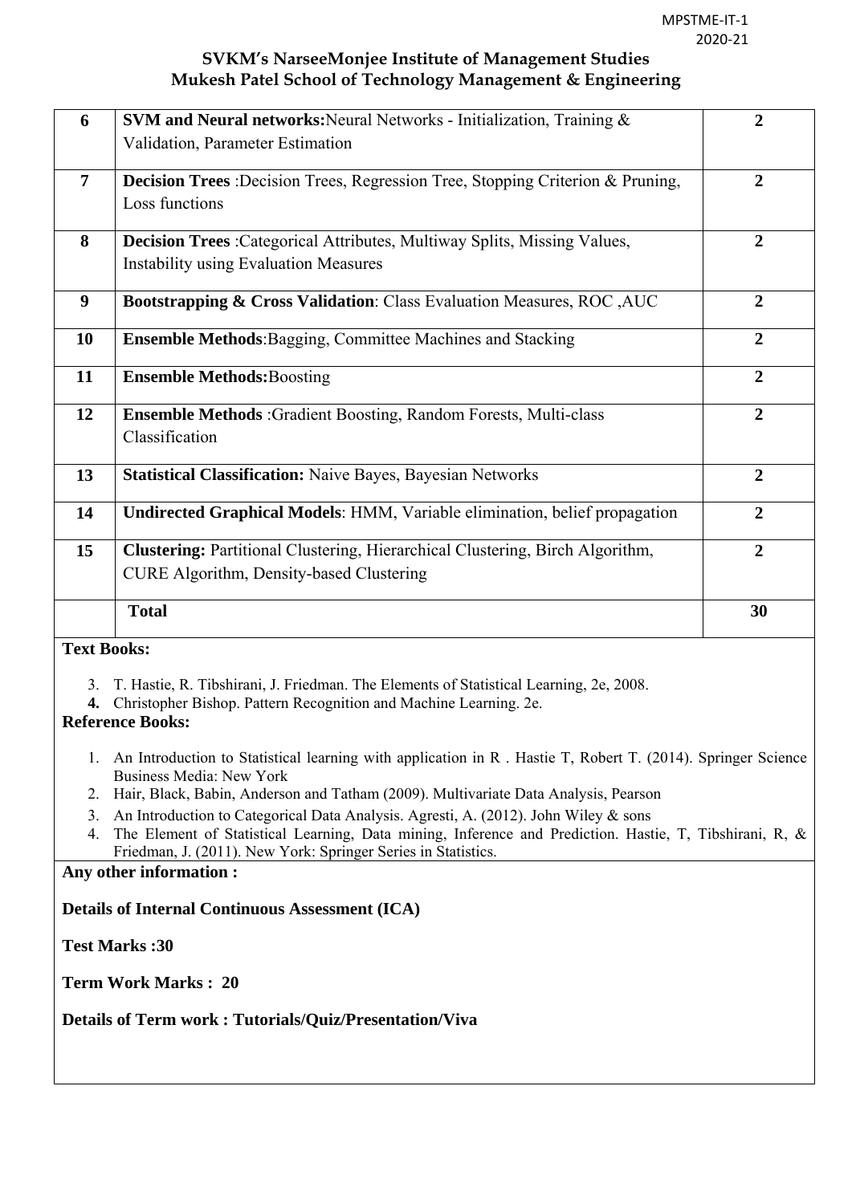| | | |
|---|---|---|
| **6** | **SVM and Neural networks:** Neural Networks - Initialization, Training & Validation, Parameter Estimation | **2** |
| **7** | **Decision Trees** :Decision Trees, Regression Tree, Stopping Criterion & Pruning, Loss functions | **2** |
| **8** | **Decision Trees** :Categorical Attributes, Multiway Splits, Missing Values, Instability using Evaluation Measures | **2** |
| **9** | **Bootstrapping & Cross Validation**: Class Evaluation Measures, ROC ,AUC | **2** |
| **10** | **Ensemble Methods**:Bagging, Committee Machines and Stacking | **2** |
| **11** | **Ensemble Methods:** Boosting | **2** |
| **12** | **Ensemble Methods** :Gradient Boosting, Random Forests, Multi-class Classification | **2** |
| **13** | **Statistical Classification:** Naive Bayes, Bayesian Networks | **2** |
| **14** | **Undirected Graphical Models**: HMM, Variable elimination, belief propagation | **2** |
| **15** | **Clustering:** Partitional Clustering, Hierarchical Clustering, Birch Algorithm, CURE Algorithm, Density-based Clustering | **2** |
| | **Total** | **30** |

**Text Books:**

3. T. Hastie, R. Tibshirani, J. Friedman. The Elements of Statistical Learning, 2e, 2008.
4. Christopher Bishop. Pattern Recognition and Machine Learning. 2e.

**Reference Books:**

1. An Introduction to Statistical learning with application in R . Hastie T, Robert T. (2014). Springer Science Business Media: New York
2. Hair, Black, Babin, Anderson and Tatham (2009). Multivariate Data Analysis, Pearson
3. An Introduction to Categorical Data Analysis. Agresti, A. (2012). John Wiley & sons
4. The Element of Statistical Learning, Data mining, Inference and Prediction. Hastie, T, Tibshirani, R, & Friedman, J. (2011). New York: Springer Series in Statistics.

**Any other information :**

**Details of Internal Continuous Assessment (ICA)**

**Test Marks :30**

**Term Work Marks : 20**

**Details of Term work : Tutorials/Quiz/Presentation/Viva**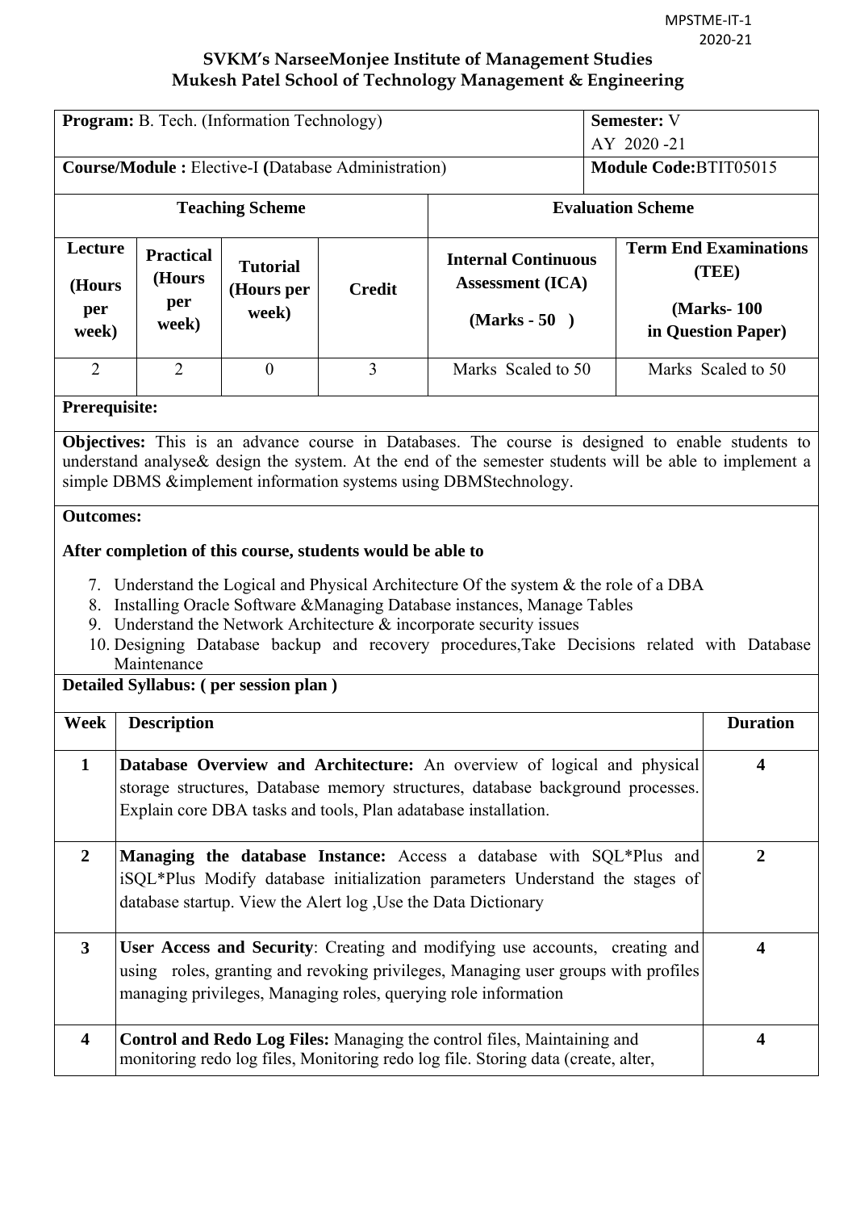**SVKM's NarseeMonjee Institute of Management Studies**
**Mukesh Patel School of Technology Management & Engineering**

| **Program:** B. Tech. (Information Technology) | | | | | **Semester:** V<br>AY 2020 -21 |
|---|---|---|---|---|---|
| **Course/Module :** Elective-I **(**Database Administration) | | | | | **Module Code:**BTIT05015 |
| **Teaching Scheme** | | | | **Evaluation Scheme** | |
| **Lecture (Hours per week)** | **Practical (Hours per week)** | **Tutorial (Hours per week)** | **Credit** | **Internal Continuous Assessment (ICA) (Marks - 50 )** | **Term End Examinations (TEE) (Marks- 100 in Question Paper)** |
| 2 | 2 | 0 | 3 | Marks Scaled to 50 | Marks Scaled to 50 |

**Prerequisite:**

**Objectives:** This is an advance course in Databases. The course is designed to enable students to understand analyse& design the system. At the end of the semester students will be able to implement a simple DBMS &implement information systems using DBMStechnology.

**Outcomes:**

**After completion of this course, students would be able to**

7. Understand the Logical and Physical Architecture Of the system & the role of a DBA
8. Installing Oracle Software &Managing Database instances, Manage Tables
9. Understand the Network Architecture & incorporate security issues
10. Designing Database backup and recovery procedures,Take Decisions related with Database Maintenance

**Detailed Syllabus: ( per session plan )**

| Week | Description | Duration |
|---|---|---|
| **1** | **Database Overview and Architecture:** An overview of logical and physical storage structures, Database memory structures, database background processes. Explain core DBA tasks and tools, Plan adatabase installation. | **4** |
| **2** | **Managing the database Instance:** Access a database with SQL*Plus and iSQL*Plus Modify database initialization parameters Understand the stages of database startup. View the Alert log ,Use the Data Dictionary | **2** |
| **3** | **User Access and Security**: Creating and modifying use accounts, creating and using roles, granting and revoking privileges, Managing user groups with profiles managing privileges, Managing roles, querying role information | **4** |
| **4** | **Control and Redo Log Files:** Managing the control files, Maintaining and monitoring redo log files, Monitoring redo log file. Storing data (create, alter, | **4** |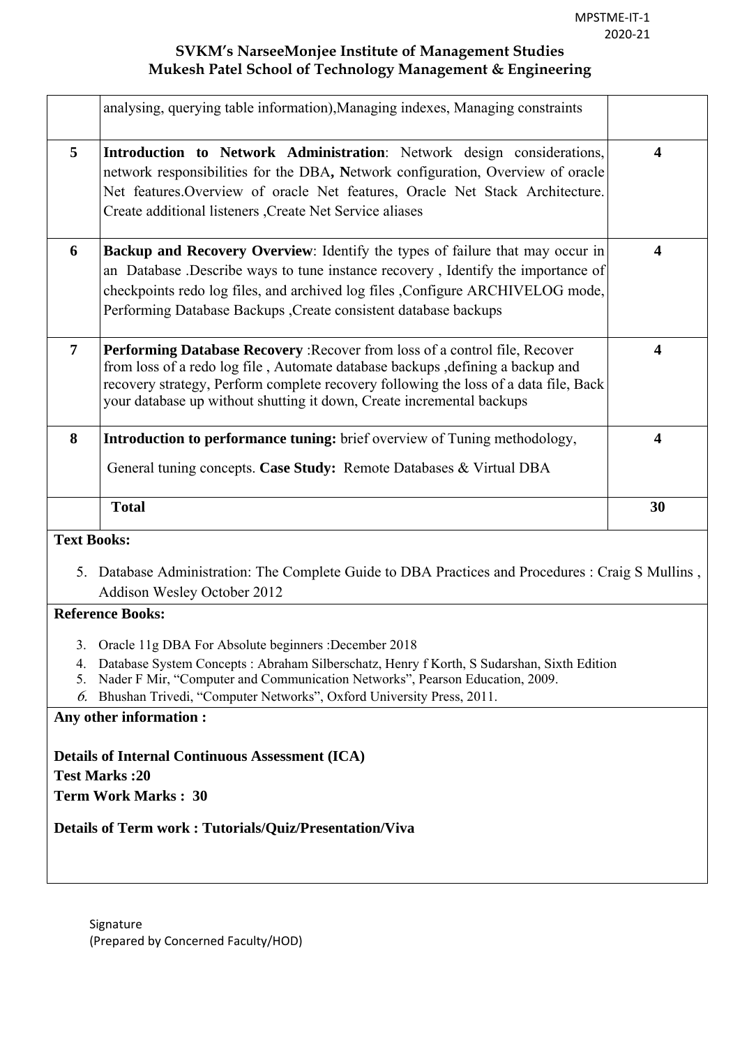| | | |
|---|---|---|
| | analysing, querying table information),Managing indexes, Managing constraints | |
| **5** | **Introduction to Network Administration**: Network design considerations, network responsibilities for the DBA**, N**etwork configuration, Overview of oracle Net features.Overview of oracle Net features, Oracle Net Stack Architecture. Create additional listeners ,Create Net Service aliases | **4** |
| **6** | **Backup and Recovery Overview**: Identify the types of failure that may occur in an Database .Describe ways to tune instance recovery , Identify the importance of checkpoints redo log files, and archived log files ,Configure ARCHIVELOG mode, Performing Database Backups ,Create consistent database backups | **4** |
| **7** | **Performing Database Recovery** :Recover from loss of a control file, Recover from loss of a redo log file , Automate database backups ,defining a backup and recovery strategy, Perform complete recovery following the loss of a data file, Back your database up without shutting it down, Create incremental backups | **4** |
| **8** | **Introduction to performance tuning:** brief overview of Tuning methodology, General tuning concepts. **Case Study:** Remote Databases & Virtual DBA | **4** |
| | **Total** | **30** |

**Text Books:**

5. Database Administration: The Complete Guide to DBA Practices and Procedures : Craig S Mullins , Addison Wesley October 2012

**Reference Books:**

3. Oracle 11g DBA For Absolute beginners :December 2018
4. Database System Concepts : Abraham Silberschatz, Henry f Korth, S Sudarshan, Sixth Edition
5. Nader F Mir, "Computer and Communication Networks", Pearson Education, 2009.
6. Bhushan Trivedi, "Computer Networks", Oxford University Press, 2011.

**Any other information :**

**Details of Internal Continuous Assessment (ICA)**
**Test Marks :20**
**Term Work Marks : 30**

**Details of Term work : Tutorials/Quiz/Presentation/Viva**

Signature
(Prepared by Concerned Faculty/HOD)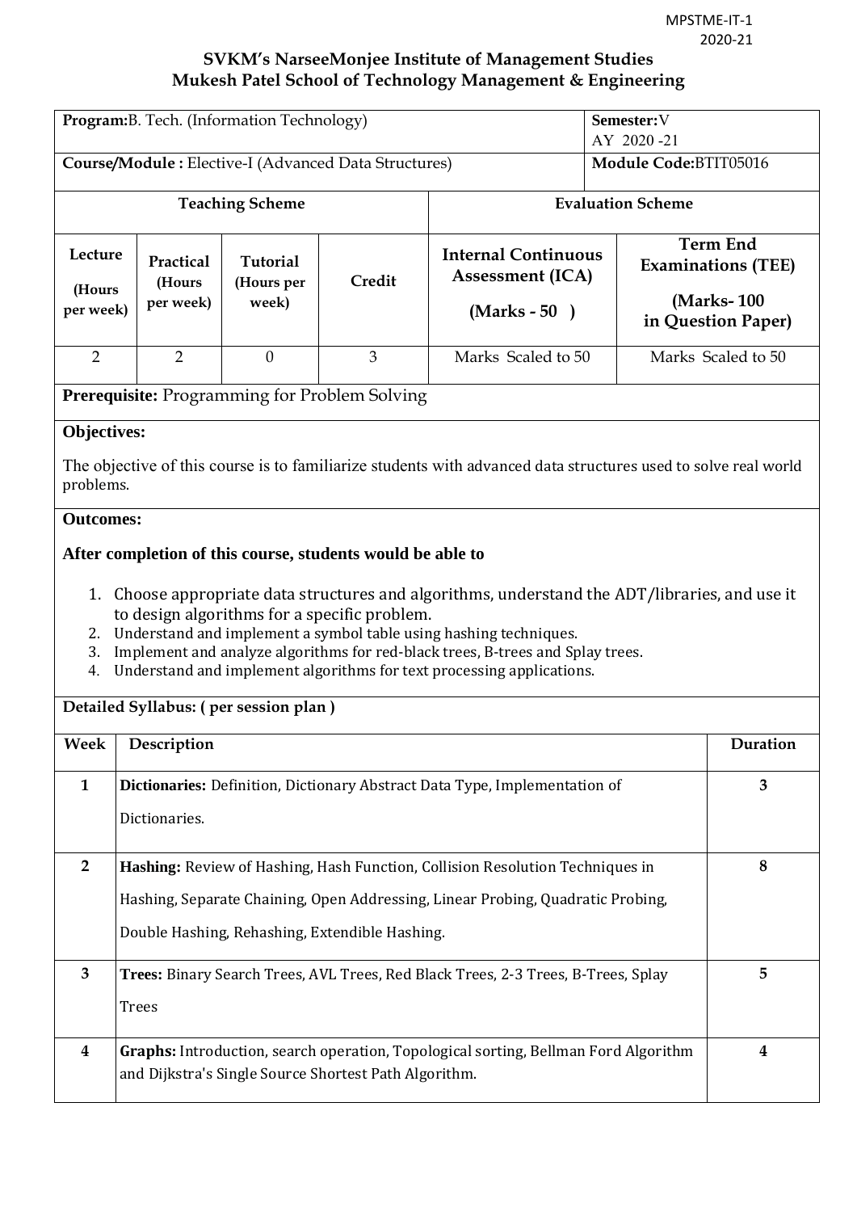**SVKM's NarseeMonjee Institute of Management Studies**
**Mukesh Patel School of Technology Management & Engineering**

| **Program:** B. Tech. (Information Technology) | | | | | **Semester:** V AY 2020 -21 |
|---|---|---|---|---|---|
| **Course/Module :** Elective-I (Advanced Data Structures) | | | | | **Module Code:** BTIT05016 |
| **Teaching Scheme** | | | | **Evaluation Scheme** | |
| **Lecture (Hours per week)** | **Practical (Hours per week)** | **Tutorial (Hours per week)** | **Credit** | **Internal Continuous Assessment (ICA) (Marks - 50 )** | **Term End Examinations (TEE) (Marks- 100 in Question Paper)** |
| 2 | 2 | 0 | 3 | Marks Scaled to 50 | Marks Scaled to 50 |

**Prerequisite:** Programming for Problem Solving

**Objectives:**

The objective of this course is to familiarize students with advanced data structures used to solve real world problems.

**Outcomes:**

**After completion of this course, students would be able to**

1. Choose appropriate data structures and algorithms, understand the ADT/libraries, and use it to design algorithms for a specific problem.
2. Understand and implement a symbol table using hashing techniques.
3. Implement and analyze algorithms for red-black trees, B-trees and Splay trees.
4. Understand and implement algorithms for text processing applications.

**Detailed Syllabus: ( per session plan )**

| Week | Description | Duration |
|---|---|---|
| **1** | **Dictionaries:** Definition, Dictionary Abstract Data Type, Implementation of Dictionaries. | **3** |
| **2** | **Hashing:** Review of Hashing, Hash Function, Collision Resolution Techniques in Hashing, Separate Chaining, Open Addressing, Linear Probing, Quadratic Probing, Double Hashing, Rehashing, Extendible Hashing. | **8** |
| **3** | **Trees:** Binary Search Trees, AVL Trees, Red Black Trees, 2-3 Trees, B-Trees, Splay Trees | **5** |
| **4** | **Graphs:** Introduction, search operation, Topological sorting, Bellman Ford Algorithm and Dijkstra's Single Source Shortest Path Algorithm. | **4** |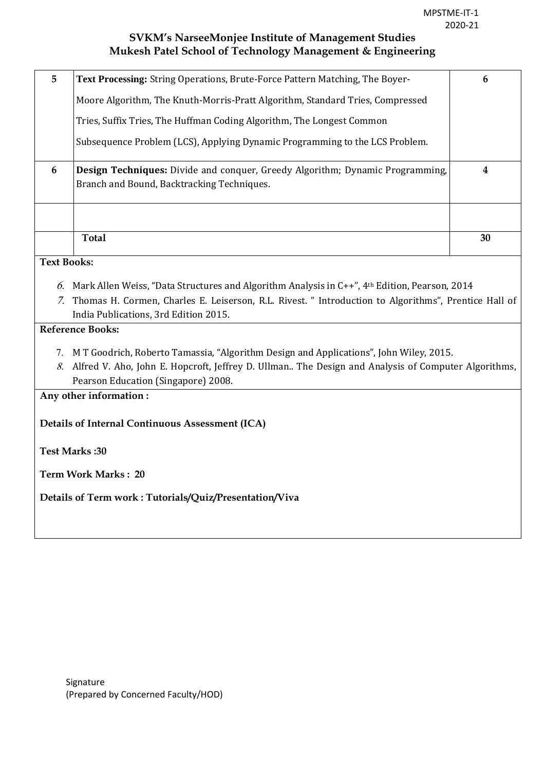| 5 | **Text Processing:** String Operations, Brute-Force Pattern Matching, The Boyer-Moore Algorithm, The Knuth-Morris-Pratt Algorithm, Standard Tries, Compressed Tries, Suffix Tries, The Huffman Coding Algorithm, The Longest Common Subsequence Problem (LCS), Applying Dynamic Programming to the LCS Problem. | 6 |
|---|---|---|
| 6 | **Design Techniques:** Divide and conquer, Greedy Algorithm; Dynamic Programming, Branch and Bound, Backtracking Techniques. | 4 |
| | | |
| | **Total** | **30** |

**Text Books:**

6. Mark Allen Weiss, "Data Structures and Algorithm Analysis in C++", 4th Edition, Pearson, 2014
7. Thomas H. Cormen, Charles E. Leiserson, R.L. Rivest. " Introduction to Algorithms", Prentice Hall of India Publications, 3rd Edition 2015.

**Reference Books:**

7. M T Goodrich, Roberto Tamassia, "Algorithm Design and Applications", John Wiley, 2015.
8. Alfred V. Aho, John E. Hopcroft, Jeffrey D. Ullman.. The Design and Analysis of Computer Algorithms, Pearson Education (Singapore) 2008.

**Any other information :**

**Details of Internal Continuous Assessment (ICA)**

**Test Marks :30**

**Term Work Marks : 20**

**Details of Term work : Tutorials/Quiz/Presentation/Viva**

Signature
(Prepared by Concerned Faculty/HOD)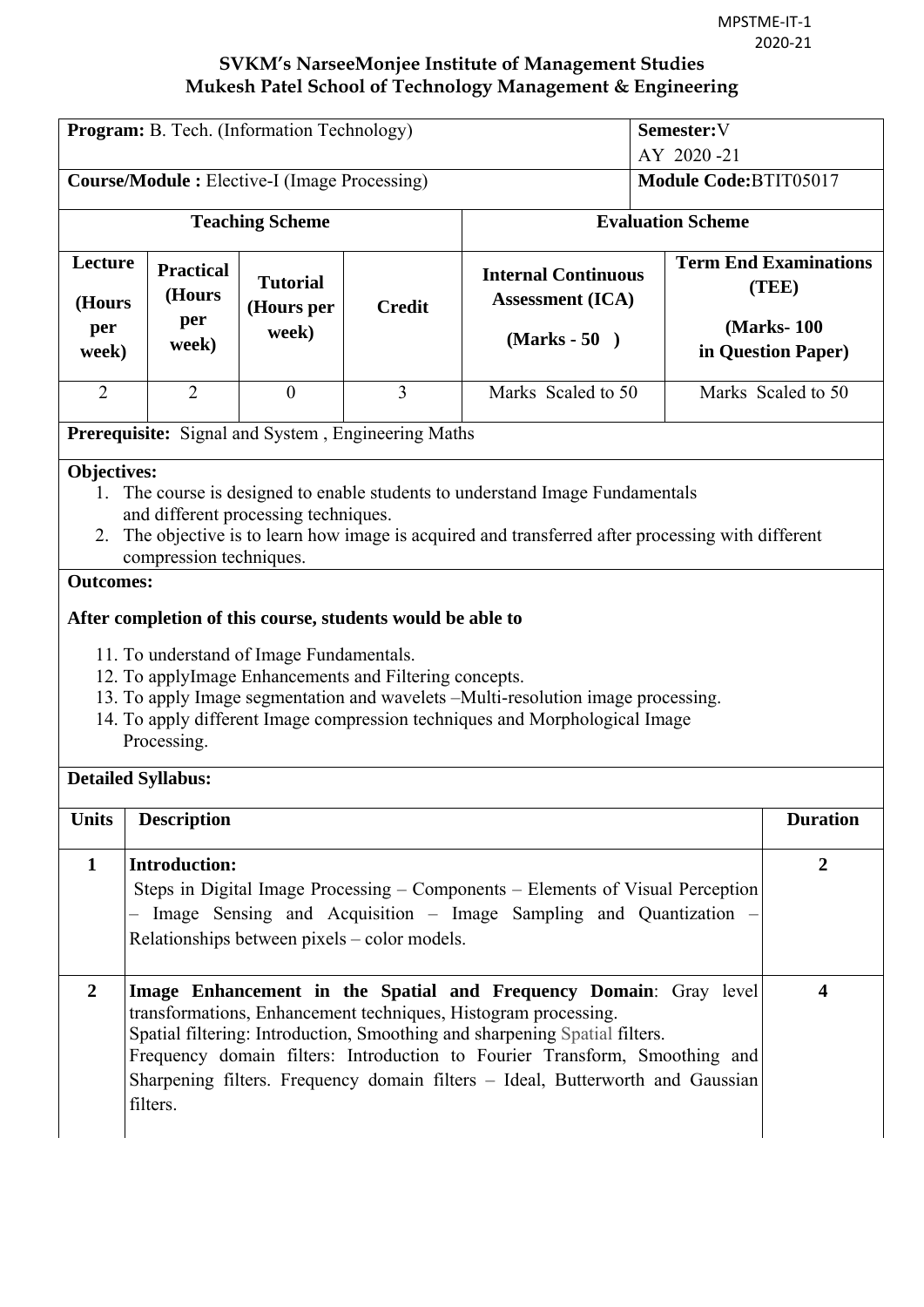MPSTME-IT-1
2020-21

**SVKM's NarseeMonjee Institute of Management Studies**
**Mukesh Patel School of Technology Management & Engineering**

| **Program:** B. Tech. (Information Technology) | | | | **Semester:**V AY 2020 -21 | |
|---|---|---|---|---|---|
| **Course/Module :** Elective-I (Image Processing) | | | | **Module Code:**BTIT05017 | |
| **Teaching Scheme** | | | | **Evaluation Scheme** | |
| **Lecture (Hours per week)** | **Practical (Hours per week)** | **Tutorial (Hours per week)** | **Credit** | **Internal Continuous Assessment (ICA) (Marks - 50 )** | **Term End Examinations (TEE) (Marks- 100 in Question Paper)** |
| 2 | 2 | 0 | 3 | Marks Scaled to 50 | Marks Scaled to 50 |

**Prerequisite:** Signal and System , Engineering Maths

**Objectives:**

1. The course is designed to enable students to understand Image Fundamentals and different processing techniques.
2. The objective is to learn how image is acquired and transferred after processing with different compression techniques.

**Outcomes:**

**After completion of this course, students would be able to**

11. To understand of Image Fundamentals.
12. To applyImage Enhancements and Filtering concepts.
13. To apply Image segmentation and wavelets –Multi-resolution image processing.
14. To apply different Image compression techniques and Morphological Image Processing.

**Detailed Syllabus:**

| **Units** | **Description** | **Duration** |
|---|---|---|
| **1** | **Introduction:** Steps in Digital Image Processing – Components – Elements of Visual Perception – Image Sensing and Acquisition – Image Sampling and Quantization – Relationships between pixels – color models. | **2** |
| **2** | **Image Enhancement in the Spatial and Frequency Domain**: Gray level transformations, Enhancement techniques, Histogram processing. Spatial filtering: Introduction, Smoothing and sharpening Spatial filters. Frequency domain filters: Introduction to Fourier Transform, Smoothing and Sharpening filters. Frequency domain filters – Ideal, Butterworth and Gaussian filters. | **4** |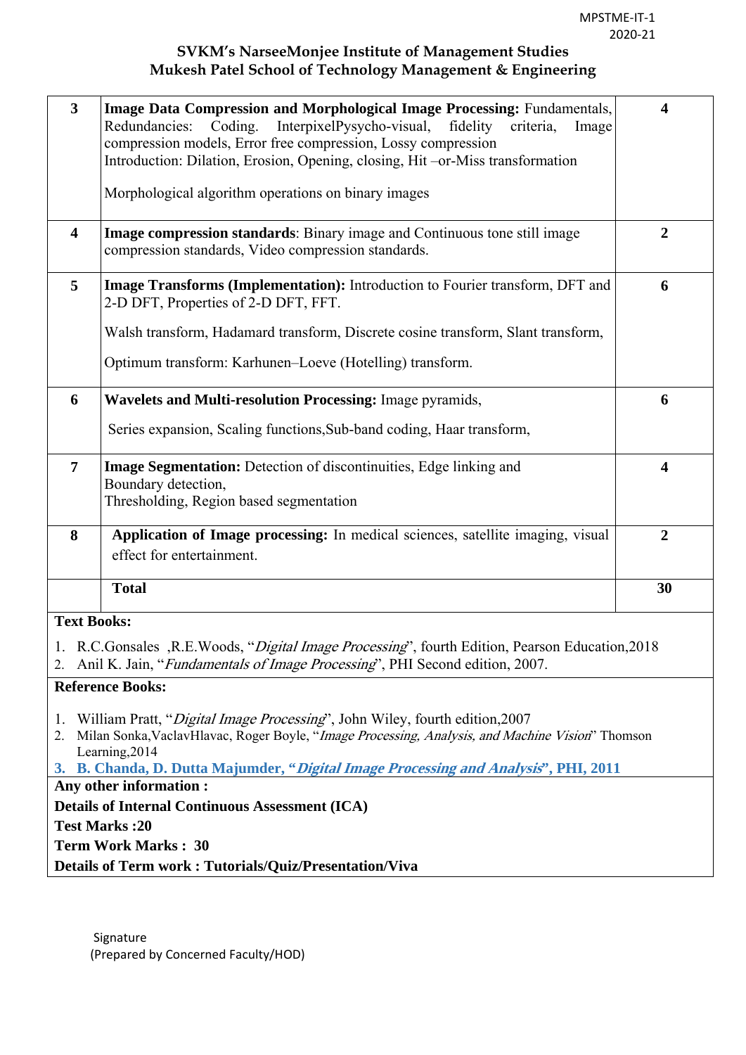SVKM's NarseeMonjee Institute of Management Studies
Mukesh Patel School of Technology Management & Engineering

| | | |
|---|---|---|
| 3 | **Image Data Compression and Morphological Image Processing:** Fundamentals, Redundancies: Coding. InterpixelPysycho-visual, fidelity criteria, Image compression models, Error free compression, Lossy compression<br>Introduction: Dilation, Erosion, Opening, closing, Hit –or-Miss transformation<br><br>Morphological algorithm operations on binary images | 4 |
| 4 | **Image compression standards**: Binary image and Continuous tone still image compression standards, Video compression standards. | 2 |
| 5 | **Image Transforms (Implementation):** Introduction to Fourier transform, DFT and 2-D DFT, Properties of 2-D DFT, FFT.<br><br>Walsh transform, Hadamard transform, Discrete cosine transform, Slant transform,<br><br>Optimum transform: Karhunen–Loeve (Hotelling) transform. | 6 |
| 6 | **Wavelets and Multi-resolution Processing:** Image pyramids,<br><br>Series expansion, Scaling functions,Sub-band coding, Haar transform, | 6 |
| 7 | **Image Segmentation:** Detection of discontinuities, Edge linking and Boundary detection,<br>Thresholding, Region based segmentation | 4 |
| 8 | **Application of Image processing:** In medical sciences, satellite imaging, visual effect for entertainment. | 2 |
| | **Total** | **30** |

**Text Books:**

1. R.C.Gonsales ,R.E.Woods, "*Digital Image Processing*", fourth Edition, Pearson Education,2018
2. Anil K. Jain, "*Fundamentals of Image Processing*", PHI Second edition, 2007.

**Reference Books:**

1. William Pratt, "*Digital Image Processing*", John Wiley, fourth edition,2007
2. Milan Sonka,VaclavHlavac, Roger Boyle, "*Image Processing, Analysis, and Machine Vision*" Thomson Learning,2014
3. **B. Chanda, D. Dutta Majumder, "*Digital Image Processing and Analysis*", PHI, 2011**

**Any other information :**

**Details of Internal Continuous Assessment (ICA)**

**Test Marks :20**

**Term Work Marks : 30**

**Details of Term work : Tutorials/Quiz/Presentation/Viva**

Signature
(Prepared by Concerned Faculty/HOD)